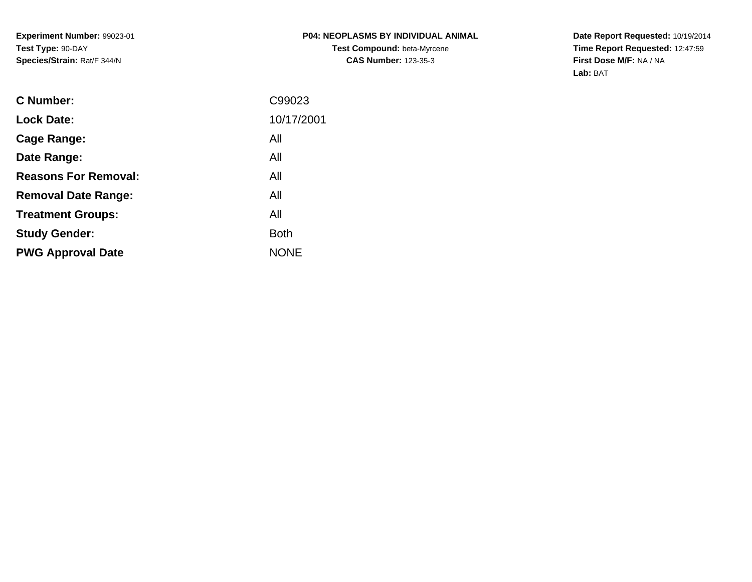**Experiment Number:** 99023-01
**Test Type:** 90-DAY
**Species/Strain:** Rat/F 344/N

# P04: NEOPLASMS BY INDIVIDUAL ANIMAL

**Test Compound:** beta-Myrcene
**CAS Number:** 123-35-3

**Date Report Requested:** 10/19/2014
**Time Report Requested:** 12:47:59
**First Dose M/F:** NA / NA
**Lab:** BAT

| | |
|---|---|
| **C Number:** | C99023 |
| **Lock Date:** | 10/17/2001 |
| **Cage Range:** | All |
| **Date Range:** | All |
| **Reasons For Removal:** | All |
| **Removal Date Range:** | All |
| **Treatment Groups:** | All |
| **Study Gender:** | Both |
| **PWG Approval Date** | NONE |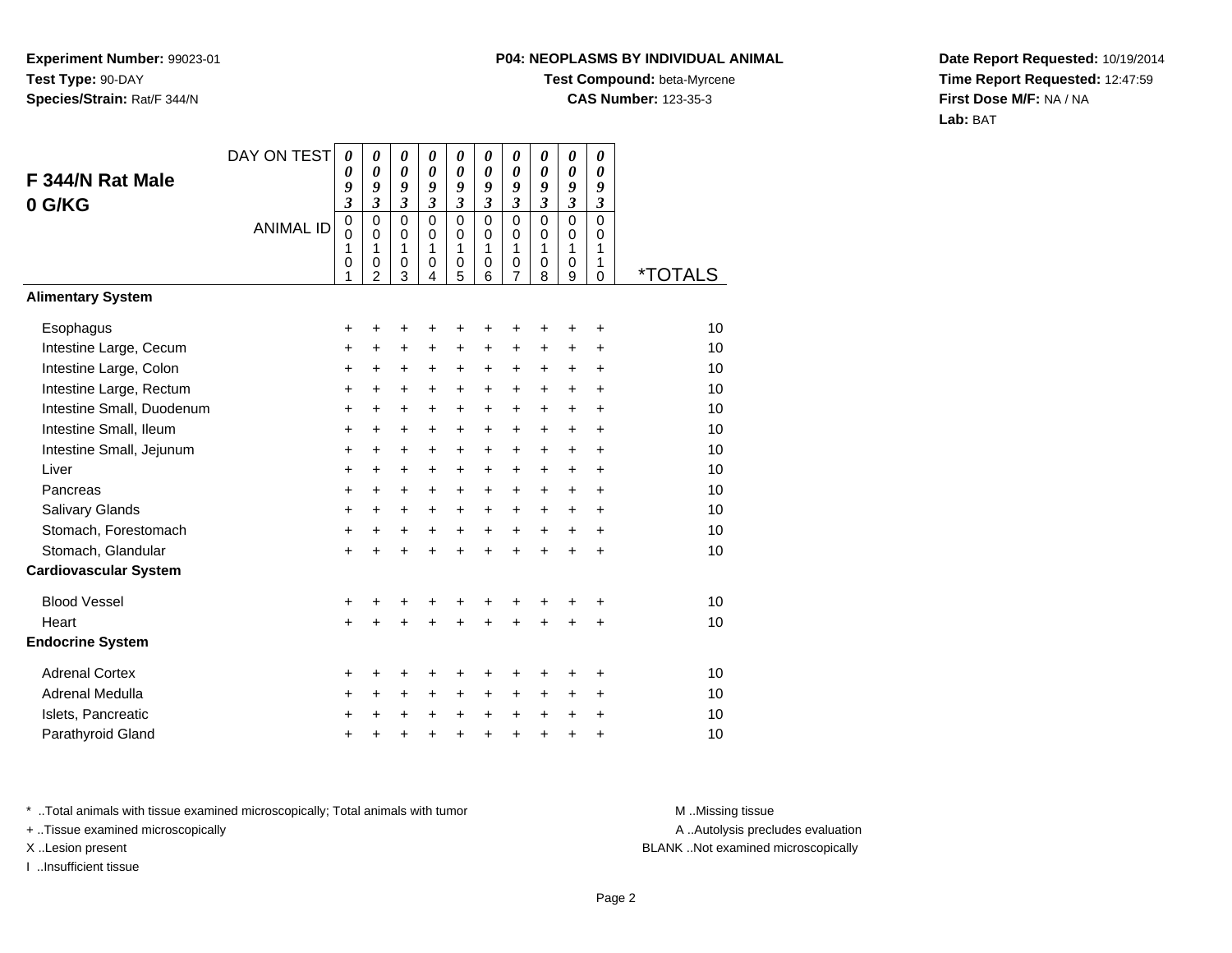**Experiment Number:** 99023-01
**Test Type:** 90-DAY
**Species/Strain:** Rat/F 344/N

**P04: NEOPLASMS BY INDIVIDUAL ANIMAL**
**Test Compound:** beta-Myrcene
**CAS Number:** 123-35-3

**Date Report Requested:** 10/19/2014
**Time Report Requested:** 12:47:59
**First Dose M/F:** NA / NA
**Lab:** BAT

## F 344/N Rat Male
## 0 G/KG

| DAY ON TEST | 0093 | 0093 | 0093 | 0093 | 0093 | 0093 | 0093 | 0093 | 0093 | 0093 | |
|---|---|---|---|---|---|---|---|---|---|---|---|
| **ANIMAL ID** | 00101 | 00102 | 00103 | 00104 | 00105 | 00106 | 00107 | 00108 | 00109 | 00110 | ***TOTALS** |
| **Alimentary System** | | | | | | | | | | | |
| Esophagus | + | + | + | + | + | + | + | + | + | + | 10 |
| Intestine Large, Cecum | + | + | + | + | + | + | + | + | + | + | 10 |
| Intestine Large, Colon | + | + | + | + | + | + | + | + | + | + | 10 |
| Intestine Large, Rectum | + | + | + | + | + | + | + | + | + | + | 10 |
| Intestine Small, Duodenum | + | + | + | + | + | + | + | + | + | + | 10 |
| Intestine Small, Ileum | + | + | + | + | + | + | + | + | + | + | 10 |
| Intestine Small, Jejunum | + | + | + | + | + | + | + | + | + | + | 10 |
| Liver | + | + | + | + | + | + | + | + | + | + | 10 |
| Pancreas | + | + | + | + | + | + | + | + | + | + | 10 |
| Salivary Glands | + | + | + | + | + | + | + | + | + | + | 10 |
| Stomach, Forestomach | + | + | + | + | + | + | + | + | + | + | 10 |
| Stomach, Glandular | + | + | + | + | + | + | + | + | + | + | 10 |
| **Cardiovascular System** | | | | | | | | | | | |
| Blood Vessel | + | + | + | + | + | + | + | + | + | + | 10 |
| Heart | + | + | + | + | + | + | + | + | + | + | 10 |
| **Endocrine System** | | | | | | | | | | | |
| Adrenal Cortex | + | + | + | + | + | + | + | + | + | + | 10 |
| Adrenal Medulla | + | + | + | + | + | + | + | + | + | + | 10 |
| Islets, Pancreatic | + | + | + | + | + | + | + | + | + | + | 10 |
| Parathyroid Gland | + | + | + | + | + | + | + | + | + | + | 10 |

* ..Total animals with tissue examined microscopically; Total animals with tumor
+ ..Tissue examined microscopically
X ..Lesion present
I ..Insufficient tissue

M ..Missing tissue
A ..Autolysis precludes evaluation
BLANK ..Not examined microscopically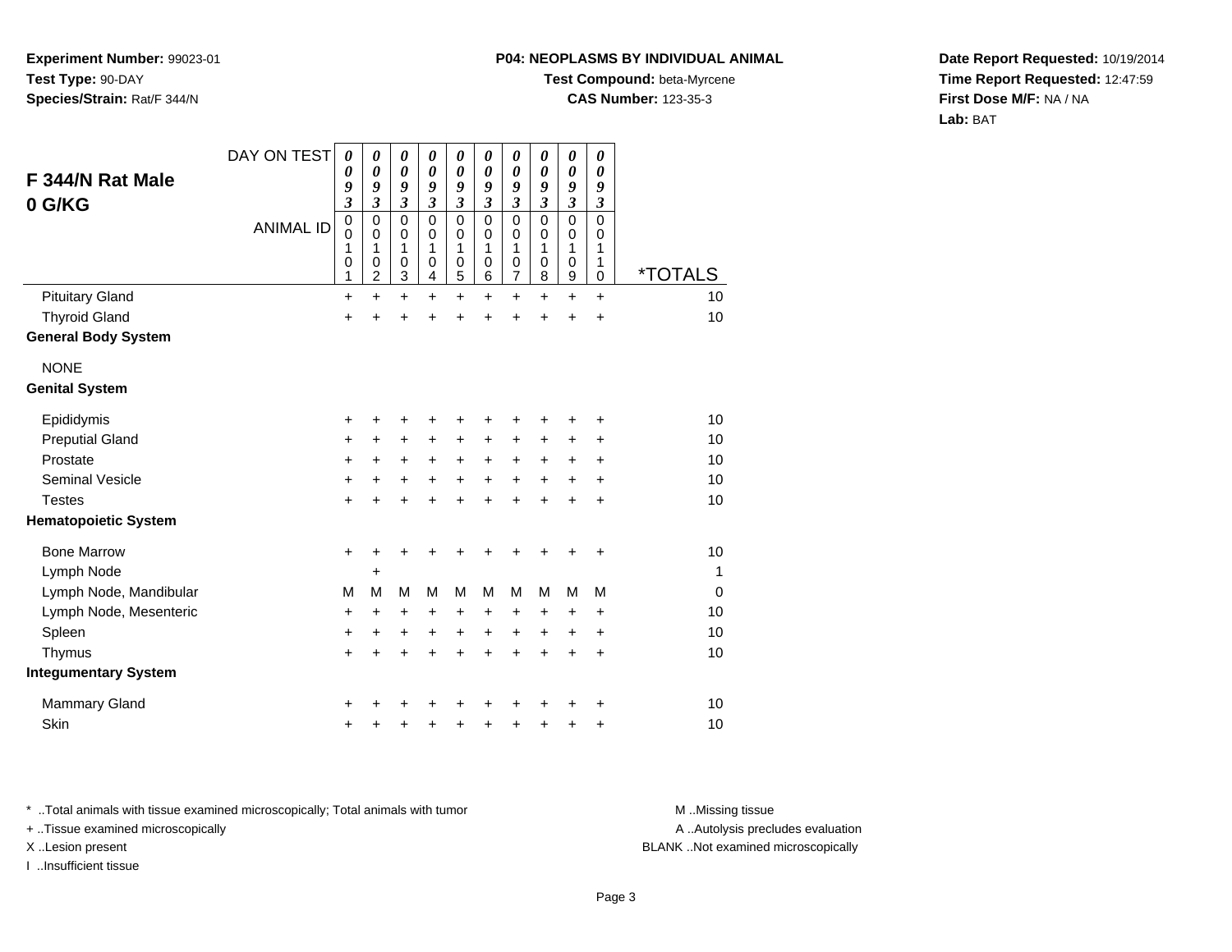**Experiment Number:** 99023-01
**Test Type:** 90-DAY
**Species/Strain:** Rat/F 344/N

**P04: NEOPLASMS BY INDIVIDUAL ANIMAL**
**Test Compound:** beta-Myrcene
**CAS Number:** 123-35-3

**Date Report Requested:** 10/19/2014
**Time Report Requested:** 12:47:59
**First Dose M/F:** NA / NA
**Lab:** BAT

## F 344/N Rat Male 0 G/KG

| DAY ON TEST | 0093 | 0093 | 0093 | 0093 | 0093 | 0093 | 0093 | 0093 | 0093 | 0093 | |
|---|---|---|---|---|---|---|---|---|---|---|---|
| ANIMAL ID | 00101 | 00102 | 00103 | 00104 | 00105 | 00106 | 00107 | 00108 | 00109 | 00110 | *TOTALS |
| Pituitary Gland | + | + | + | + | + | + | + | + | + | + | 10 |
| Thyroid Gland | + | + | + | + | + | + | + | + | + | + | 10 |
| **General Body System** | | | | | | | | | | | |
| NONE | | | | | | | | | | | |
| **Genital System** | | | | | | | | | | | |
| Epididymis | + | + | + | + | + | + | + | + | + | + | 10 |
| Preputial Gland | + | + | + | + | + | + | + | + | + | + | 10 |
| Prostate | + | + | + | + | + | + | + | + | + | + | 10 |
| Seminal Vesicle | + | + | + | + | + | + | + | + | + | + | 10 |
| Testes | + | + | + | + | + | + | + | + | + | + | 10 |
| **Hematopoietic System** | | | | | | | | | | | |
| Bone Marrow | + | + | + | + | + | + | + | + | + | + | 10 |
| Lymph Node | | + | | | | | | | | | 1 |
| Lymph Node, Mandibular | M | M | M | M | M | M | M | M | M | M | 0 |
| Lymph Node, Mesenteric | + | + | + | + | + | + | + | + | + | + | 10 |
| Spleen | + | + | + | + | + | + | + | + | + | + | 10 |
| Thymus | + | + | + | + | + | + | + | + | + | + | 10 |
| **Integumentary System** | | | | | | | | | | | |
| Mammary Gland | + | + | + | + | + | + | + | + | + | + | 10 |
| Skin | + | + | + | + | + | + | + | + | + | + | 10 |

* ..Total animals with tissue examined microscopically; Total animals with tumor
+ ..Tissue examined microscopically
X ..Lesion present
I ..Insufficient tissue

M ..Missing tissue
A ..Autolysis precludes evaluation
BLANK ..Not examined microscopically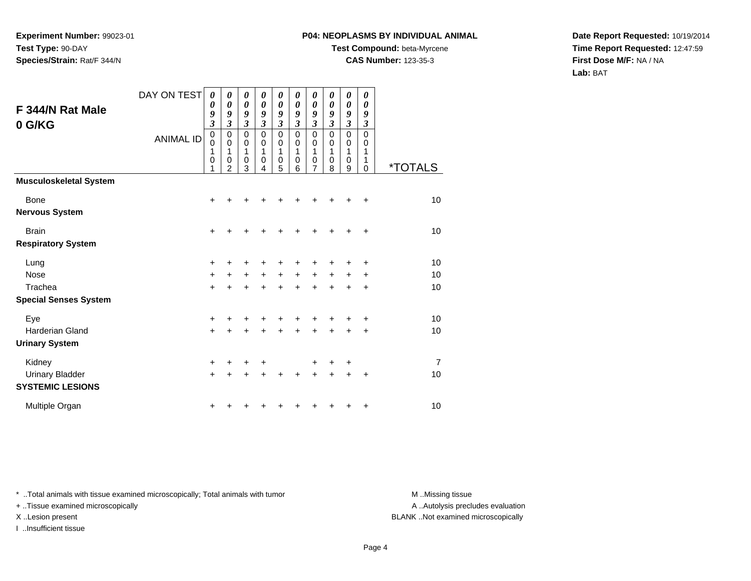**Experiment Number:** 99023-01
**Test Type:** 90-DAY
**Species/Strain:** Rat/F 344/N

**P04: NEOPLASMS BY INDIVIDUAL ANIMAL**
**Test Compound:** beta-Myrcene
**CAS Number:** 123-35-3

**Date Report Requested:** 10/19/2014
**Time Report Requested:** 12:47:59
**First Dose M/F:** NA / NA
**Lab:** BAT

## F 344/N Rat Male 0 G/KG

| DAY ON TEST | 0093 | 0093 | 0093 | 0093 | 0093 | 0093 | 0093 | 0093 | 0093 | 0093 | |
|---|---|---|---|---|---|---|---|---|---|---|---|
| ANIMAL ID | 00101 | 00102 | 00103 | 00104 | 00105 | 00106 | 00107 | 00108 | 00109 | 00110 | *TOTALS |
| **Musculoskeletal System** | | | | | | | | | | | |
| Bone | + | + | + | + | + | + | + | + | + | + | 10 |
| **Nervous System** | | | | | | | | | | | |
| Brain | + | + | + | + | + | + | + | + | + | + | 10 |
| **Respiratory System** | | | | | | | | | | | |
| Lung | + | + | + | + | + | + | + | + | + | + | 10 |
| Nose | + | + | + | + | + | + | + | + | + | + | 10 |
| Trachea | + | + | + | + | + | + | + | + | + | + | 10 |
| **Special Senses System** | | | | | | | | | | | |
| Eye | + | + | + | + | + | + | + | + | + | + | 10 |
| Harderian Gland | + | + | + | + | + | + | + | + | + | + | 10 |
| **Urinary System** | | | | | | | | | | | |
| Kidney | + | + | + | + | | | + | + | + | | 7 |
| Urinary Bladder | + | + | + | + | + | + | + | + | + | + | 10 |
| **SYSTEMIC LESIONS** | | | | | | | | | | | |
| Multiple Organ | + | + | + | + | + | + | + | + | + | + | 10 |

\* ..Total animals with tissue examined microscopically; Total animals with tumor
+ ..Tissue examined microscopically
X ..Lesion present
I ..Insufficient tissue

M ..Missing tissue
A ..Autolysis precludes evaluation
BLANK ..Not examined microscopically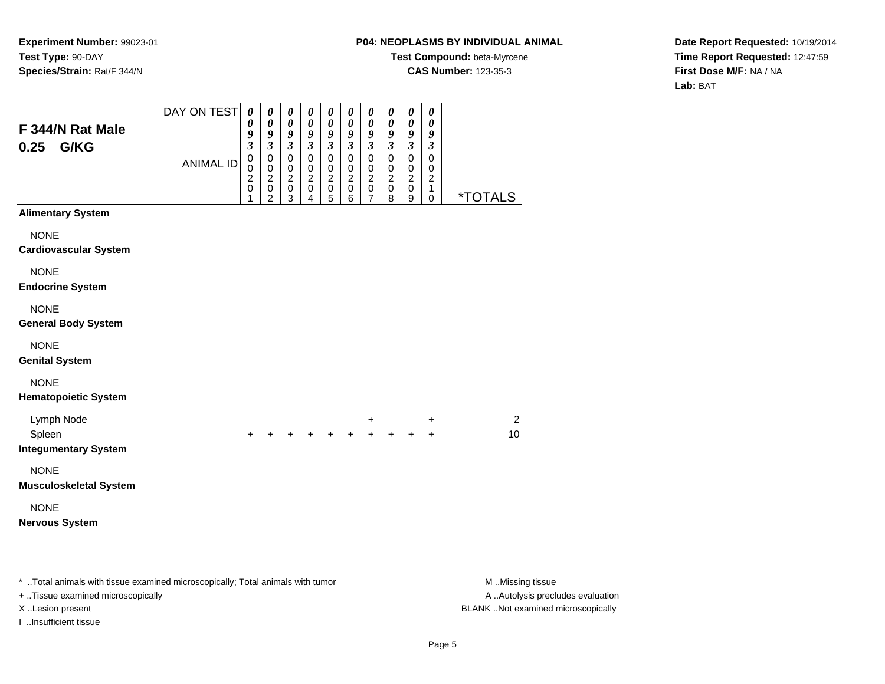**Experiment Number:** 99023-01
**Test Type:** 90-DAY
**Species/Strain:** Rat/F 344/N

**P04: NEOPLASMS BY INDIVIDUAL ANIMAL**
**Test Compound:** beta-Myrcene
**CAS Number:** 123-35-3

**Date Report Requested:** 10/19/2014
**Time Report Requested:** 12:47:59
**First Dose M/F:** NA / NA
**Lab:** BAT

## F 344/N Rat Male 0.25 G/KG

| DAY ON TEST | 0093 | 0093 | 0093 | 0093 | 0093 | 0093 | 0093 | 0093 | 0093 | 0093 | |
|---|---|---|---|---|---|---|---|---|---|---|---|
| ANIMAL ID | 00201 | 00202 | 00203 | 00204 | 00205 | 00206 | 00207 | 00208 | 00209 | 00210 | *TOTALS |
| **Alimentary System** | | | | | | | | | | | |
| NONE | | | | | | | | | | | |
| **Cardiovascular System** | | | | | | | | | | | |
| NONE | | | | | | | | | | | |
| **Endocrine System** | | | | | | | | | | | |
| NONE | | | | | | | | | | | |
| **General Body System** | | | | | | | | | | | |
| NONE | | | | | | | | | | | |
| **Genital System** | | | | | | | | | | | |
| NONE | | | | | | | | | | | |
| **Hematopoietic System** | | | | | | | | | | | |
| Lymph Node | | | | | | | + | | | + | 2 |
| Spleen | + | + | + | + | + | + | + | + | + | + | 10 |
| **Integumentary System** | | | | | | | | | | | |
| NONE | | | | | | | | | | | |
| **Musculoskeletal System** | | | | | | | | | | | |
| NONE | | | | | | | | | | | |
| **Nervous System** | | | | | | | | | | | |

* ..Total animals with tissue examined microscopically; Total animals with tumor
+ ..Tissue examined microscopically
X ..Lesion present
I ..Insufficient tissue

M ..Missing tissue
A ..Autolysis precludes evaluation
BLANK ..Not examined microscopically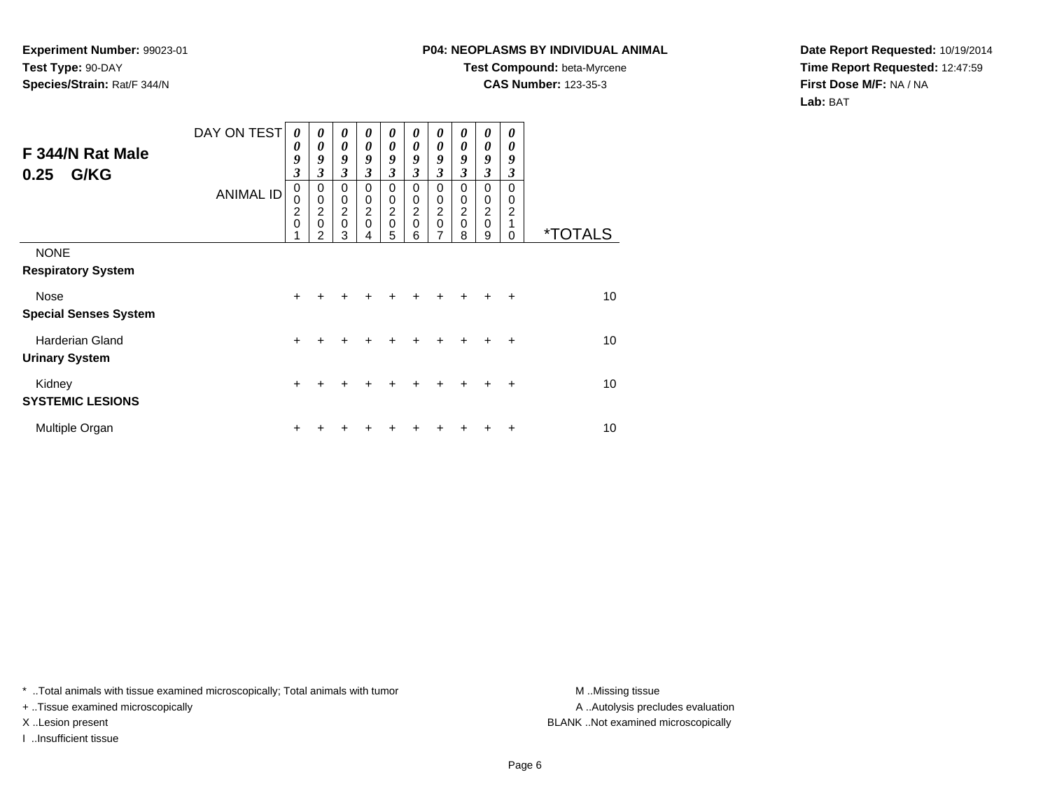**Experiment Number:** 99023-01
**Test Type:** 90-DAY
**Species/Strain:** Rat/F 344/N

**P04: NEOPLASMS BY INDIVIDUAL ANIMAL**
**Test Compound:** beta-Myrcene
**CAS Number:** 123-35-3

**Date Report Requested:** 10/19/2014
**Time Report Requested:** 12:47:59
**First Dose M/F:** NA / NA
**Lab:** BAT

## F 344/N Rat Male 0.25 G/KG

| DAY ON TEST | 0093 | 0093 | 0093 | 0093 | 0093 | 0093 | 0093 | 0093 | 0093 | 0093 | |
|---|---|---|---|---|---|---|---|---|---|---|---|
| ANIMAL ID | 00201 | 00202 | 00203 | 00204 | 00205 | 00206 | 00207 | 00208 | 00209 | 00210 | *TOTALS |
| NONE | | | | | | | | | | | |
| **Respiratory System** | | | | | | | | | | | |
| Nose | + | + | + | + | + | + | + | + | + | + | 10 |
| **Special Senses System** | | | | | | | | | | | |
| Harderian Gland | + | + | + | + | + | + | + | + | + | + | 10 |
| **Urinary System** | | | | | | | | | | | |
| Kidney | + | + | + | + | + | + | + | + | + | + | 10 |
| **SYSTEMIC LESIONS** | | | | | | | | | | | |
| Multiple Organ | + | + | + | + | + | + | + | + | + | + | 10 |

* ..Total animals with tissue examined microscopically; Total animals with tumor
+ ..Tissue examined microscopically
X ..Lesion present
I ..Insufficient tissue

M ..Missing tissue
A ..Autolysis precludes evaluation
BLANK ..Not examined microscopically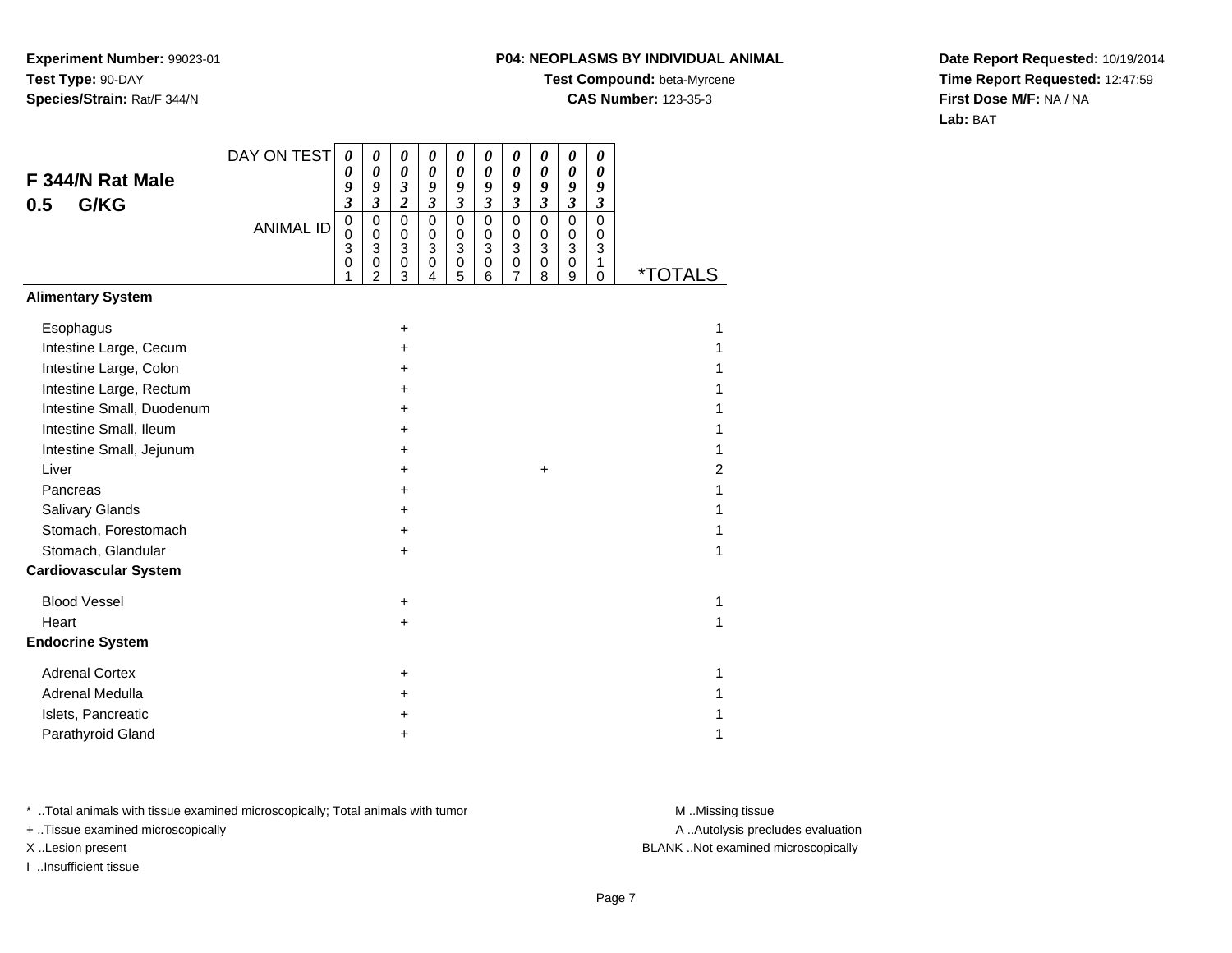**Experiment Number:** 99023-01
**Test Type:** 90-DAY
**Species/Strain:** Rat/F 344/N

**P04: NEOPLASMS BY INDIVIDUAL ANIMAL**
**Test Compound:** beta-Myrcene
**CAS Number:** 123-35-3

**Date Report Requested:** 10/19/2014
**Time Report Requested:** 12:47:59
**First Dose M/F:** NA / NA
**Lab:** BAT

## F 344/N Rat Male
## 0.5 G/KG

| DAY ON TEST | 0093 | 0093 | 0032 | 0093 | 0093 | 0093 | 0093 | 0093 | 0093 | 0093 | |
|---|---|---|---|---|---|---|---|---|---|---|---|
| ANIMAL ID | 00301 | 00302 | 00303 | 00304 | 00305 | 00306 | 00307 | 00308 | 00309 | 00310 | *TOTALS |
| **Alimentary System** | | | | | | | | | | | |
| Esophagus | | | + | | | | | | | | 1 |
| Intestine Large, Cecum | | | + | | | | | | | | 1 |
| Intestine Large, Colon | | | + | | | | | | | | 1 |
| Intestine Large, Rectum | | | + | | | | | | | | 1 |
| Intestine Small, Duodenum | | | + | | | | | | | | 1 |
| Intestine Small, Ileum | | | + | | | | | | | | 1 |
| Intestine Small, Jejunum | | | + | | | | | | | | 1 |
| Liver | | | + | | | | | + | | | 2 |
| Pancreas | | | + | | | | | | | | 1 |
| Salivary Glands | | | + | | | | | | | | 1 |
| Stomach, Forestomach | | | + | | | | | | | | 1 |
| Stomach, Glandular | | | + | | | | | | | | 1 |
| **Cardiovascular System** | | | | | | | | | | | |
| Blood Vessel | | | + | | | | | | | | 1 |
| Heart | | | + | | | | | | | | 1 |
| **Endocrine System** | | | | | | | | | | | |
| Adrenal Cortex | | | + | | | | | | | | 1 |
| Adrenal Medulla | | | + | | | | | | | | 1 |
| Islets, Pancreatic | | | + | | | | | | | | 1 |
| Parathyroid Gland | | | + | | | | | | | | 1 |

* ..Total animals with tissue examined microscopically; Total animals with tumor
+ ..Tissue examined microscopically
X ..Lesion present
I ..Insufficient tissue

M ..Missing tissue
A ..Autolysis precludes evaluation
BLANK ..Not examined microscopically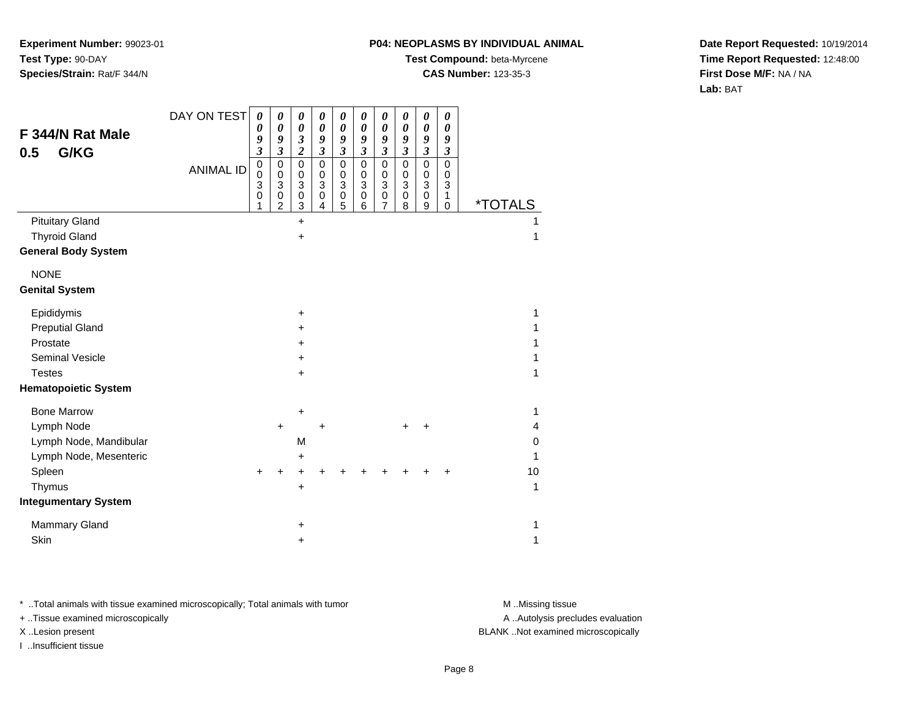**Experiment Number:** 99023-01
**Test Type:** 90-DAY
**Species/Strain:** Rat/F 344/N

**P04: NEOPLASMS BY INDIVIDUAL ANIMAL**
**Test Compound:** beta-Myrcene
**CAS Number:** 123-35-3

**Date Report Requested:** 10/19/2014
**Time Report Requested:** 12:48:00
**First Dose M/F:** NA / NA
**Lab:** BAT

## F 344/N Rat Male
## 0.5 G/KG

| DAY ON TEST | 0093 | 0093 | 0032 | 0093 | 0093 | 0093 | 0093 | 0093 | 0093 | 0093 | |
|---|---|---|---|---|---|---|---|---|---|---|---|
| **ANIMAL ID** | 00301 | 00302 | 00303 | 00304 | 00305 | 00306 | 00307 | 00308 | 00309 | 00310 | ***TOTALS** |
| Pituitary Gland | | | + | | | | | | | | 1 |
| Thyroid Gland | | | + | | | | | | | | 1 |
| **General Body System** | | | | | | | | | | | |
| NONE | | | | | | | | | | | |
| **Genital System** | | | | | | | | | | | |
| Epididymis | | | + | | | | | | | | 1 |
| Preputial Gland | | | + | | | | | | | | 1 |
| Prostate | | | + | | | | | | | | 1 |
| Seminal Vesicle | | | + | | | | | | | | 1 |
| Testes | | | + | | | | | | | | 1 |
| **Hematopoietic System** | | | | | | | | | | | |
| Bone Marrow | | | + | | | | | | | | 1 |
| Lymph Node | | + | | + | | | | + | + | | 4 |
| Lymph Node, Mandibular | | | M | | | | | | | | 0 |
| Lymph Node, Mesenteric | | | + | | | | | | | | 1 |
| Spleen | + | + | + | + | + | + | + | + | + | + | 10 |
| Thymus | | | + | | | | | | | | 1 |
| **Integumentary System** | | | | | | | | | | | |
| Mammary Gland | | | + | | | | | | | | 1 |
| Skin | | | + | | | | | | | | 1 |

\* ..Total animals with tissue examined microscopically; Total animals with tumor
+ ..Tissue examined microscopically
X ..Lesion present
I ..Insufficient tissue

M ..Missing tissue
A ..Autolysis precludes evaluation
BLANK ..Not examined microscopically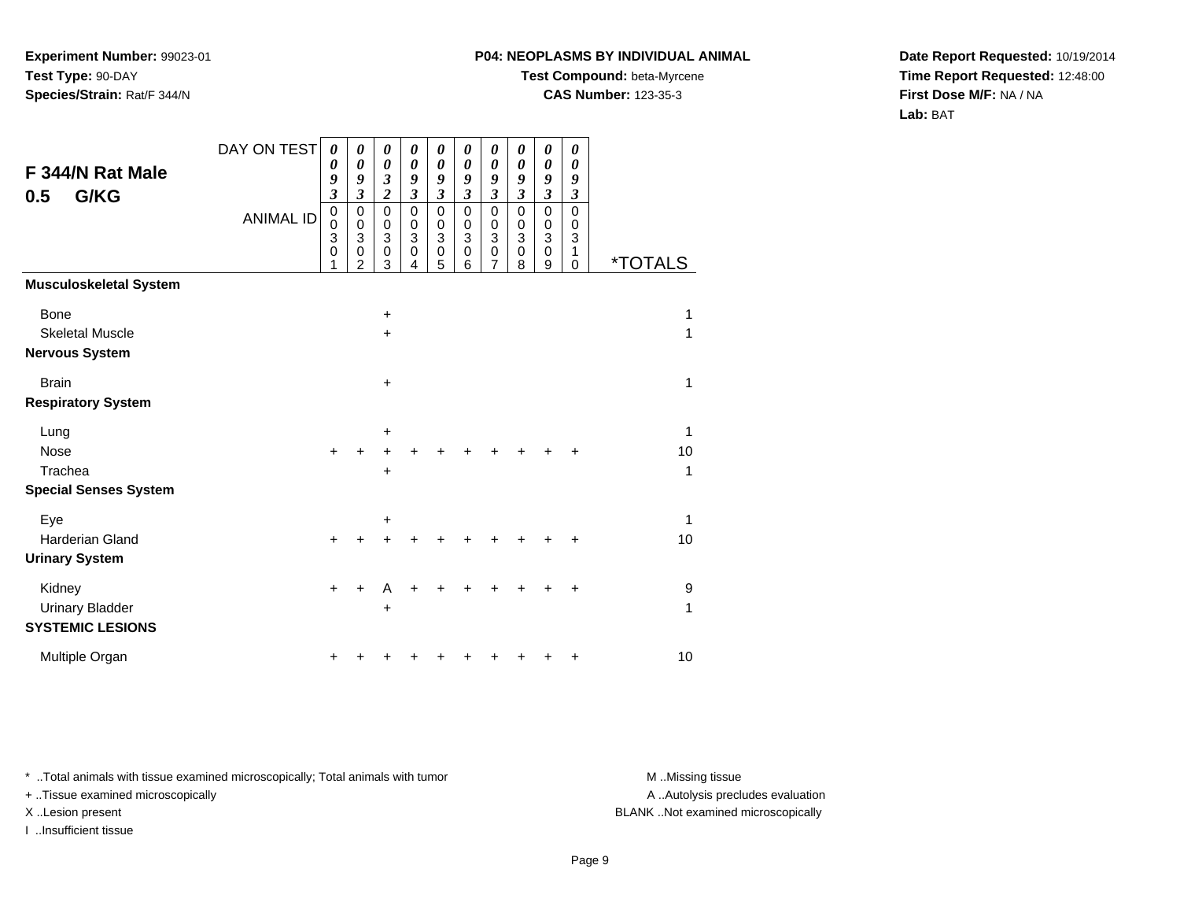**Experiment Number:** 99023-01
**Test Type:** 90-DAY
**Species/Strain:** Rat/F 344/N

**P04: NEOPLASMS BY INDIVIDUAL ANIMAL**
**Test Compound:** beta-Myrcene
**CAS Number:** 123-35-3

**Date Report Requested:** 10/19/2014
**Time Report Requested:** 12:48:00
**First Dose M/F:** NA / NA
**Lab:** BAT

## F 344/N Rat Male 0.5 G/KG

| DAY ON TEST | 0093 | 0093 | 0032 | 0093 | 0093 | 0093 | 0093 | 0093 | 0093 | 0093 | |
|---|---|---|---|---|---|---|---|---|---|---|---|
| ANIMAL ID | 00301 | 00302 | 00303 | 00304 | 00305 | 00306 | 00307 | 00308 | 00309 | 00310 | *TOTALS |
| **Musculoskeletal System** | | | | | | | | | | | |
| Bone | | | + | | | | | | | | 1 |
| Skeletal Muscle | | | + | | | | | | | | 1 |
| **Nervous System** | | | | | | | | | | | |
| Brain | | | + | | | | | | | | 1 |
| **Respiratory System** | | | | | | | | | | | |
| Lung | | | + | | | | | | | | 1 |
| Nose | + | + | + | + | + | + | + | + | + | + | 10 |
| Trachea | | | + | | | | | | | | 1 |
| **Special Senses System** | | | | | | | | | | | |
| Eye | | | + | | | | | | | | 1 |
| Harderian Gland | + | + | + | + | + | + | + | + | + | + | 10 |
| **Urinary System** | | | | | | | | | | | |
| Kidney | + | + | A | + | + | + | + | + | + | + | 9 |
| Urinary Bladder | | | + | | | | | | | | 1 |
| **SYSTEMIC LESIONS** | | | | | | | | | | | |
| Multiple Organ | + | + | + | + | + | + | + | + | + | + | 10 |

* ..Total animals with tissue examined microscopically; Total animals with tumor
+ ..Tissue examined microscopically
X ..Lesion present
I ..Insufficient tissue

M ..Missing tissue
A ..Autolysis precludes evaluation
BLANK ..Not examined microscopically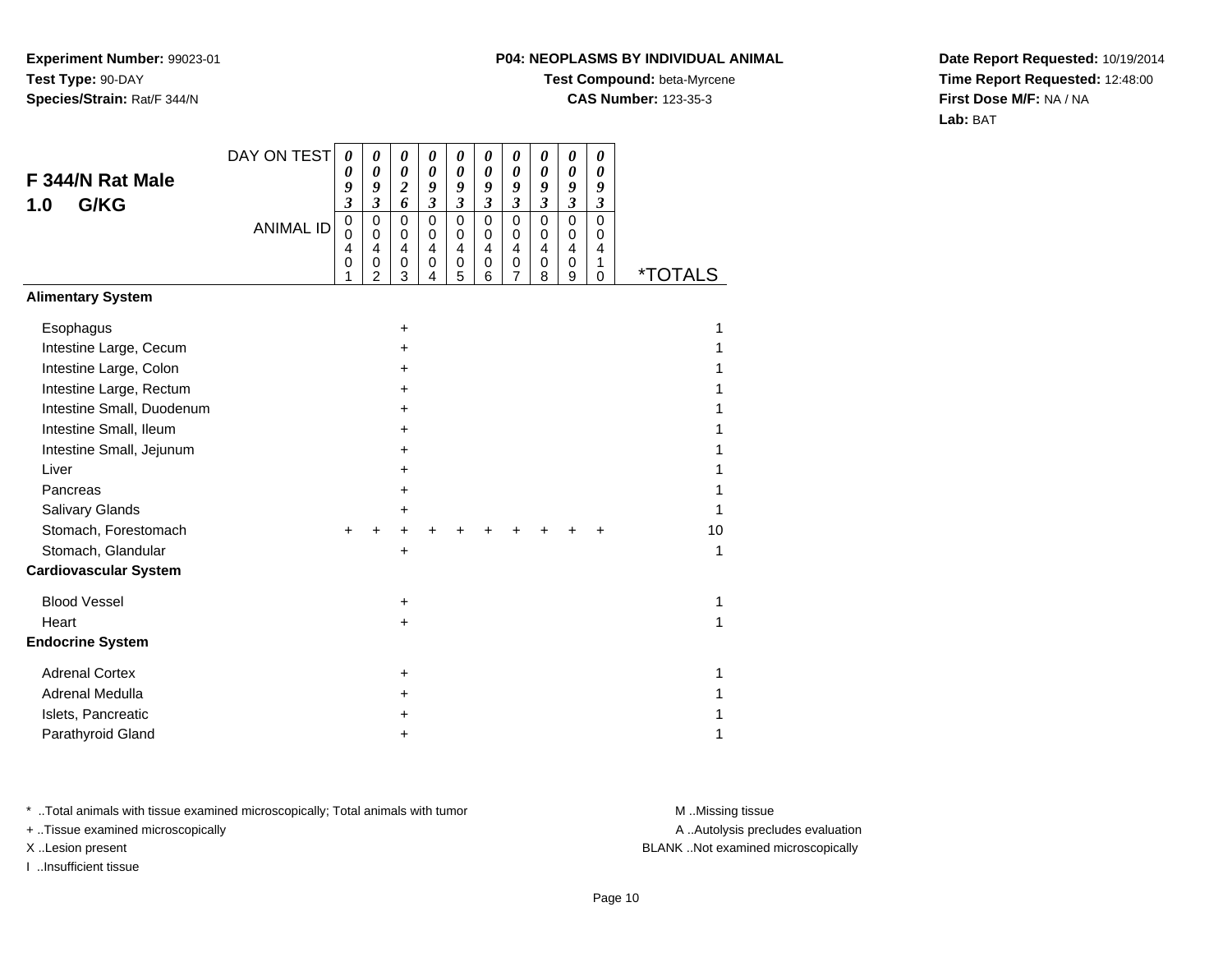**Experiment Number:** 99023-01
**Test Type:** 90-DAY
**Species/Strain:** Rat/F 344/N

**P04: NEOPLASMS BY INDIVIDUAL ANIMAL**
**Test Compound:** beta-Myrcene
**CAS Number:** 123-35-3

**Date Report Requested:** 10/19/2014
**Time Report Requested:** 12:48:00
**First Dose M/F:** NA / NA
**Lab:** BAT

## F 344/N Rat Male
## 1.0 G/KG

| DAY ON TEST | 0093 | 0093 | 0026 | 0093 | 0093 | 0093 | 0093 | 0093 | 0093 | 0093 | |
|---|---|---|---|---|---|---|---|---|---|---|---|
| ANIMAL ID | 00401 | 00402 | 00403 | 00404 | 00405 | 00406 | 00407 | 00408 | 00409 | 00410 | *TOTALS |
| **Alimentary System** | | | | | | | | | | | |
| Esophagus | | | + | | | | | | | | 1 |
| Intestine Large, Cecum | | | + | | | | | | | | 1 |
| Intestine Large, Colon | | | + | | | | | | | | 1 |
| Intestine Large, Rectum | | | + | | | | | | | | 1 |
| Intestine Small, Duodenum | | | + | | | | | | | | 1 |
| Intestine Small, Ileum | | | + | | | | | | | | 1 |
| Intestine Small, Jejunum | | | + | | | | | | | | 1 |
| Liver | | | + | | | | | | | | 1 |
| Pancreas | | | + | | | | | | | | 1 |
| Salivary Glands | | | + | | | | | | | | 1 |
| Stomach, Forestomach | + | + | + | + | + | + | + | + | + | + | 10 |
| Stomach, Glandular | | | + | | | | | | | | 1 |
| **Cardiovascular System** | | | | | | | | | | | |
| Blood Vessel | | | + | | | | | | | | 1 |
| Heart | | | + | | | | | | | | 1 |
| **Endocrine System** | | | | | | | | | | | |
| Adrenal Cortex | | | + | | | | | | | | 1 |
| Adrenal Medulla | | | + | | | | | | | | 1 |
| Islets, Pancreatic | | | + | | | | | | | | 1 |
| Parathyroid Gland | | | + | | | | | | | | 1 |

* ..Total animals with tissue examined microscopically; Total animals with tumor
+ ..Tissue examined microscopically
X ..Lesion present
I ..Insufficient tissue

M ..Missing tissue
A ..Autolysis precludes evaluation
BLANK ..Not examined microscopically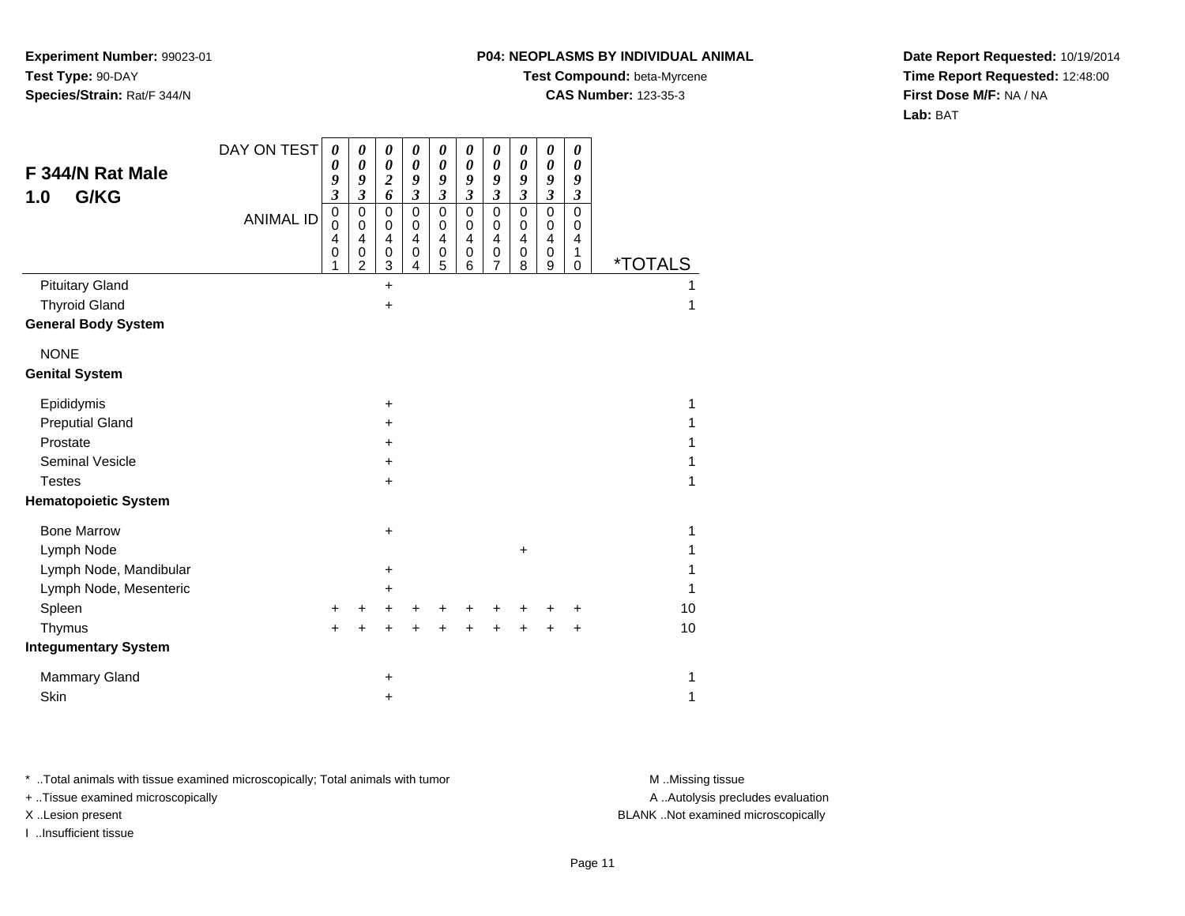**Experiment Number:** 99023-01
**Test Type:** 90-DAY
**Species/Strain:** Rat/F 344/N

**P04: NEOPLASMS BY INDIVIDUAL ANIMAL**
**Test Compound:** beta-Myrcene
**CAS Number:** 123-35-3

**Date Report Requested:** 10/19/2014
**Time Report Requested:** 12:48:00
**First Dose M/F:** NA / NA
**Lab:** BAT

## F 344/N Rat Male
## 1.0 G/KG

| DAY ON TEST | 0093 | 0093 | 0026 | 0093 | 0093 | 0093 | 0093 | 0093 | 0093 | 0093 | |
|---|---|---|---|---|---|---|---|---|---|---|---|
| ANIMAL ID | 00401 | 00402 | 00403 | 00404 | 00405 | 00406 | 00407 | 00408 | 00409 | 00410 | *TOTALS |
| Pituitary Gland | | | + | | | | | | | | 1 |
| Thyroid Gland | | | + | | | | | | | | 1 |
| **General Body System** | | | | | | | | | | | |
| NONE | | | | | | | | | | | |
| **Genital System** | | | | | | | | | | | |
| Epididymis | | | + | | | | | | | | 1 |
| Preputial Gland | | | + | | | | | | | | 1 |
| Prostate | | | + | | | | | | | | 1 |
| Seminal Vesicle | | | + | | | | | | | | 1 |
| Testes | | | + | | | | | | | | 1 |
| **Hematopoietic System** | | | | | | | | | | | |
| Bone Marrow | | | + | | | | | | | | 1 |
| Lymph Node | | | | | | | | + | | | 1 |
| Lymph Node, Mandibular | | | + | | | | | | | | 1 |
| Lymph Node, Mesenteric | | | + | | | | | | | | 1 |
| Spleen | + | + | + | + | + | + | + | + | + | + | 10 |
| Thymus | + | + | + | + | + | + | + | + | + | + | 10 |
| **Integumentary System** | | | | | | | | | | | |
| Mammary Gland | | | + | | | | | | | | 1 |
| Skin | | | + | | | | | | | | 1 |

\* ..Total animals with tissue examined microscopically; Total animals with tumor
+ ..Tissue examined microscopically
X ..Lesion present
I ..Insufficient tissue

M ..Missing tissue
A ..Autolysis precludes evaluation
BLANK ..Not examined microscopically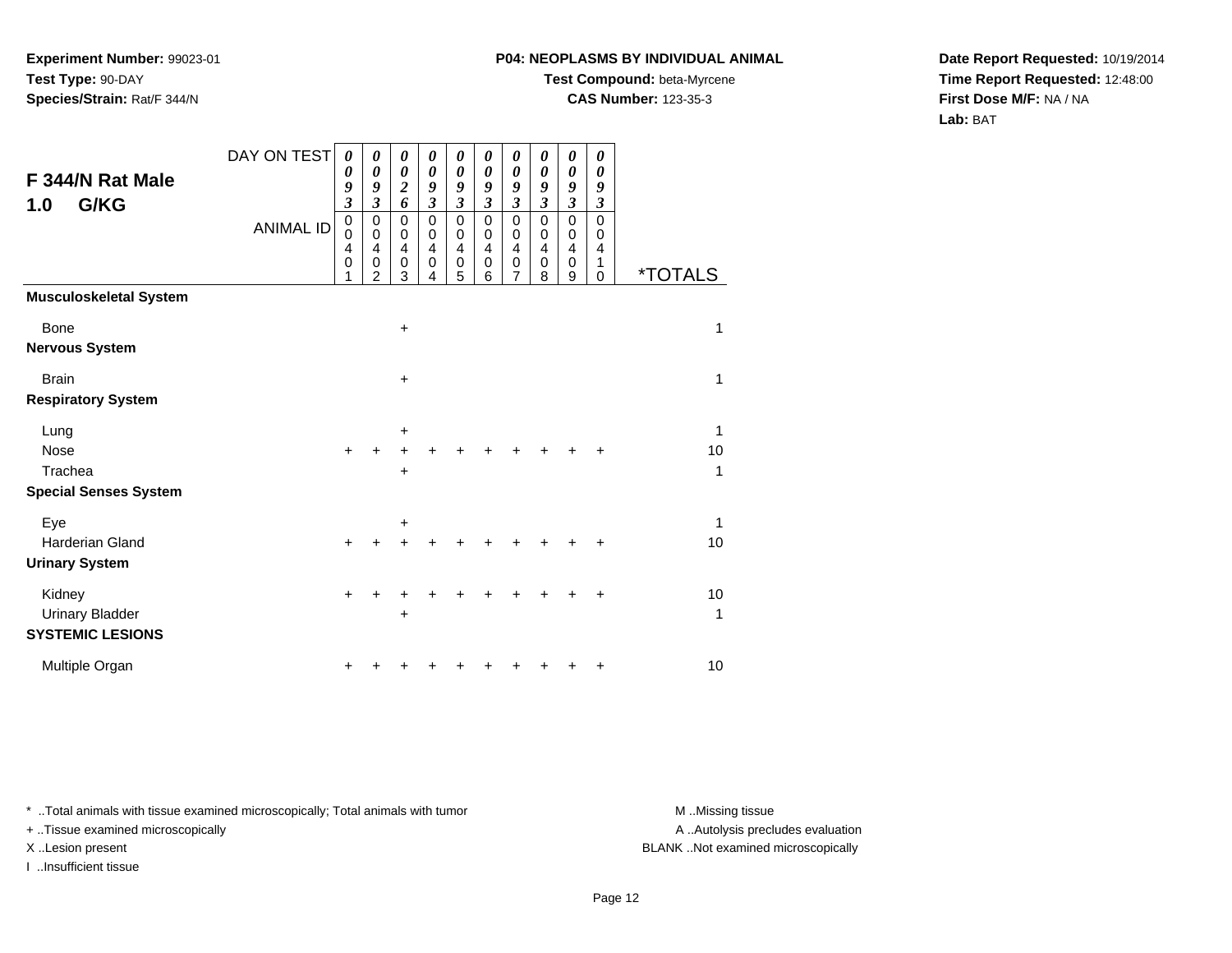**Experiment Number:** 99023-01
**Test Type:** 90-DAY
**Species/Strain:** Rat/F 344/N

**P04: NEOPLASMS BY INDIVIDUAL ANIMAL**
**Test Compound:** beta-Myrcene
**CAS Number:** 123-35-3

**Date Report Requested:** 10/19/2014
**Time Report Requested:** 12:48:00
**First Dose M/F:** NA / NA
**Lab:** BAT

## F 344/N Rat Male
## 1.0 G/KG

| DAY ON TEST | 0093 | 0093 | 0026 | 0093 | 0093 | 0093 | 0093 | 0093 | 0093 | 0093 | |
|---|---|---|---|---|---|---|---|---|---|---|---|
| **ANIMAL ID** | 00401 | 00402 | 00403 | 00404 | 00405 | 00406 | 00407 | 00408 | 00409 | 00410 | ***TOTALS** |
| **Musculoskeletal System** | | | | | | | | | | | |
| Bone | | | + | | | | | | | | 1 |
| **Nervous System** | | | | | | | | | | | |
| Brain | | | + | | | | | | | | 1 |
| **Respiratory System** | | | | | | | | | | | |
| Lung | | | + | | | | | | | | 1 |
| Nose | + | + | + | + | + | + | + | + | + | + | 10 |
| Trachea | | | + | | | | | | | | 1 |
| **Special Senses System** | | | | | | | | | | | |
| Eye | | | + | | | | | | | | 1 |
| Harderian Gland | + | + | + | + | + | + | + | + | + | + | 10 |
| **Urinary System** | | | | | | | | | | | |
| Kidney | + | + | + | + | + | + | + | + | + | + | 10 |
| Urinary Bladder | | | + | | | | | | | | 1 |
| **SYSTEMIC LESIONS** | | | | | | | | | | | |
| Multiple Organ | + | + | + | + | + | + | + | + | + | + | 10 |

* ..Total animals with tissue examined microscopically; Total animals with tumor
+ ..Tissue examined microscopically
X ..Lesion present
I ..Insufficient tissue

M ..Missing tissue
A ..Autolysis precludes evaluation
BLANK ..Not examined microscopically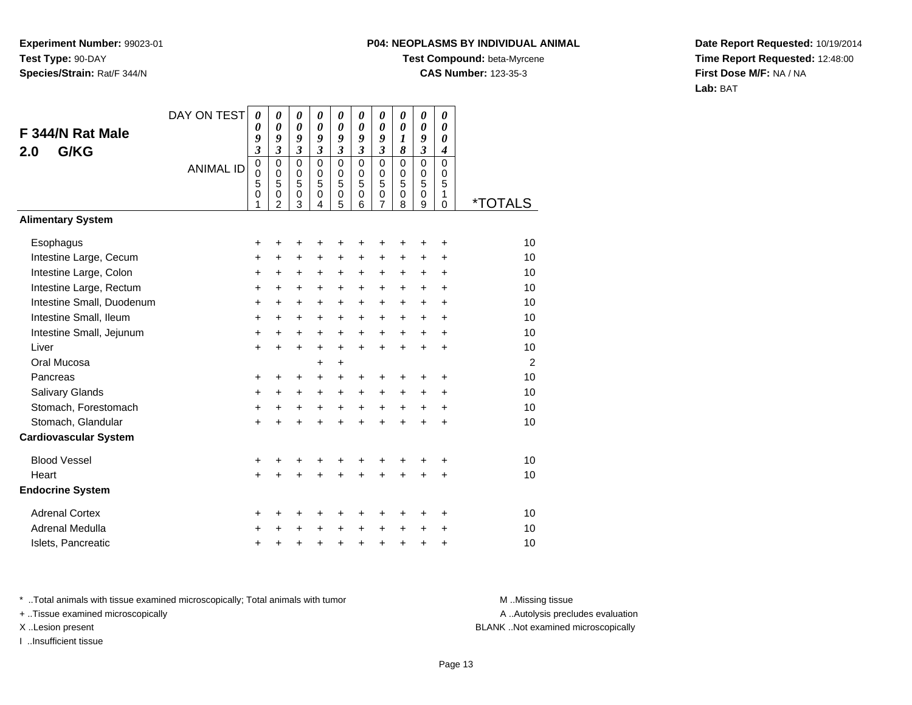**Experiment Number:** 99023-01
**Test Type:** 90-DAY
**Species/Strain:** Rat/F 344/N

**P04: NEOPLASMS BY INDIVIDUAL ANIMAL**
**Test Compound:** beta-Myrcene
**CAS Number:** 123-35-3

**Date Report Requested:** 10/19/2014
**Time Report Requested:** 12:48:00
**First Dose M/F:** NA / NA
**Lab:** BAT

## F 344/N Rat Male 2.0 G/KG

| DAY ON TEST | 0093 | 0093 | 0093 | 0093 | 0093 | 0093 | 0093 | 0018 | 0093 | 0004 | |
|---|---|---|---|---|---|---|---|---|---|---|---|
| **ANIMAL ID** | 00501 | 00502 | 00503 | 00504 | 00505 | 00506 | 00507 | 00508 | 00509 | 00510 | ***TOTALS** |
| **Alimentary System** | | | | | | | | | | | |
| Esophagus | + | + | + | + | + | + | + | + | + | + | 10 |
| Intestine Large, Cecum | + | + | + | + | + | + | + | + | + | + | 10 |
| Intestine Large, Colon | + | + | + | + | + | + | + | + | + | + | 10 |
| Intestine Large, Rectum | + | + | + | + | + | + | + | + | + | + | 10 |
| Intestine Small, Duodenum | + | + | + | + | + | + | + | + | + | + | 10 |
| Intestine Small, Ileum | + | + | + | + | + | + | + | + | + | + | 10 |
| Intestine Small, Jejunum | + | + | + | + | + | + | + | + | + | + | 10 |
| Liver | + | + | + | + | + | + | + | + | + | + | 10 |
| Oral Mucosa | | | | + | + | | | | | | 2 |
| Pancreas | + | + | + | + | + | + | + | + | + | + | 10 |
| Salivary Glands | + | + | + | + | + | + | + | + | + | + | 10 |
| Stomach, Forestomach | + | + | + | + | + | + | + | + | + | + | 10 |
| Stomach, Glandular | + | + | + | + | + | + | + | + | + | + | 10 |
| **Cardiovascular System** | | | | | | | | | | | |
| Blood Vessel | + | + | + | + | + | + | + | + | + | + | 10 |
| Heart | + | + | + | + | + | + | + | + | + | + | 10 |
| **Endocrine System** | | | | | | | | | | | |
| Adrenal Cortex | + | + | + | + | + | + | + | + | + | + | 10 |
| Adrenal Medulla | + | + | + | + | + | + | + | + | + | + | 10 |
| Islets, Pancreatic | + | + | + | + | + | + | + | + | + | + | 10 |

* ..Total animals with tissue examined microscopically; Total animals with tumor
+ ..Tissue examined microscopically
X ..Lesion present
I ..Insufficient tissue

M ..Missing tissue
A ..Autolysis precludes evaluation
BLANK ..Not examined microscopically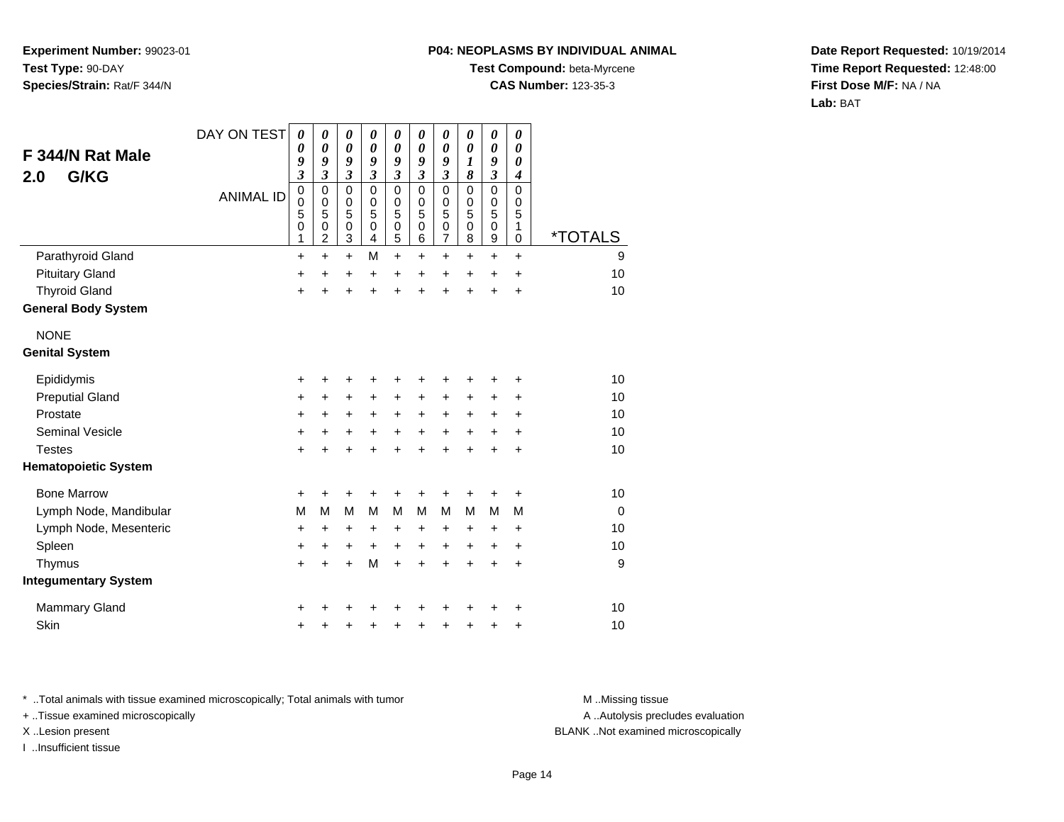**Experiment Number:** 99023-01
**Test Type:** 90-DAY
**Species/Strain:** Rat/F 344/N

**P04: NEOPLASMS BY INDIVIDUAL ANIMAL**
**Test Compound:** beta-Myrcene
**CAS Number:** 123-35-3

**Date Report Requested:** 10/19/2014
**Time Report Requested:** 12:48:00
**First Dose M/F:** NA / NA
**Lab:** BAT

## F 344/N Rat Male 2.0 G/KG

| DAY ON TEST | 0093 | 0093 | 0093 | 0093 | 0093 | 0093 | 0093 | 0018 | 0093 | 0004 | |
|---|---|---|---|---|---|---|---|---|---|---|---|
| ANIMAL ID | 00501 | 00502 | 00503 | 00504 | 00505 | 00506 | 00507 | 00508 | 00509 | 00510 | *TOTALS |
| Parathyroid Gland | + | + | + | M | + | + | + | + | + | + | 9 |
| Pituitary Gland | + | + | + | + | + | + | + | + | + | + | 10 |
| Thyroid Gland | + | + | + | + | + | + | + | + | + | + | 10 |
| **General Body System** | | | | | | | | | | | |
| NONE | | | | | | | | | | | |
| **Genital System** | | | | | | | | | | | |
| Epididymis | + | + | + | + | + | + | + | + | + | + | 10 |
| Preputial Gland | + | + | + | + | + | + | + | + | + | + | 10 |
| Prostate | + | + | + | + | + | + | + | + | + | + | 10 |
| Seminal Vesicle | + | + | + | + | + | + | + | + | + | + | 10 |
| Testes | + | + | + | + | + | + | + | + | + | + | 10 |
| **Hematopoietic System** | | | | | | | | | | | |
| Bone Marrow | + | + | + | + | + | + | + | + | + | + | 10 |
| Lymph Node, Mandibular | M | M | M | M | M | M | M | M | M | M | 0 |
| Lymph Node, Mesenteric | + | + | + | + | + | + | + | + | + | + | 10 |
| Spleen | + | + | + | + | + | + | + | + | + | + | 10 |
| Thymus | + | + | + | M | + | + | + | + | + | + | 9 |
| **Integumentary System** | | | | | | | | | | | |
| Mammary Gland | + | + | + | + | + | + | + | + | + | + | 10 |
| Skin | + | + | + | + | + | + | + | + | + | + | 10 |

* ..Total animals with tissue examined microscopically; Total animals with tumor
+ ..Tissue examined microscopically
X ..Lesion present
I ..Insufficient tissue

M ..Missing tissue
A ..Autolysis precludes evaluation
BLANK ..Not examined microscopically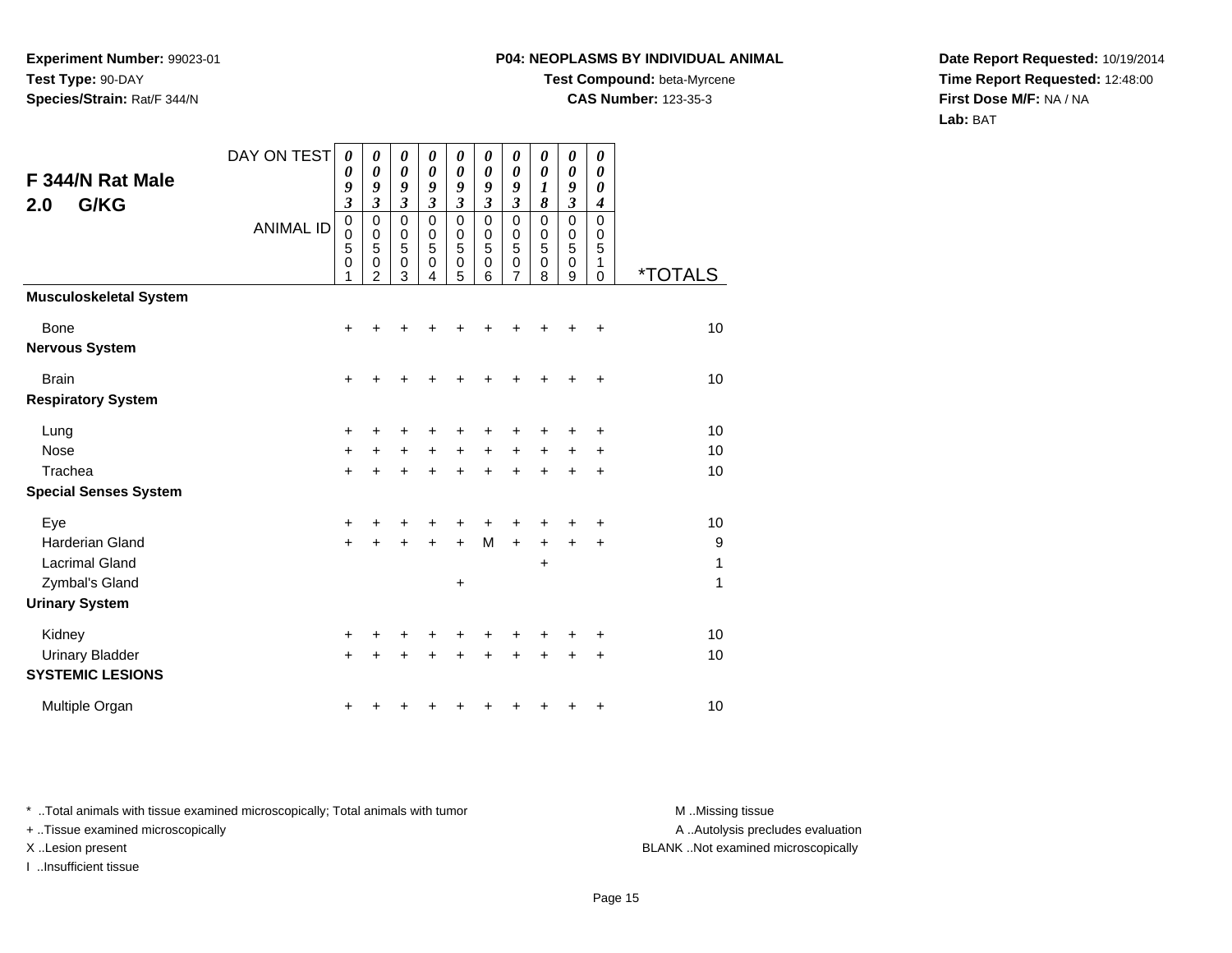**Experiment Number:** 99023-01
**Test Type:** 90-DAY
**Species/Strain:** Rat/F 344/N

**P04: NEOPLASMS BY INDIVIDUAL ANIMAL**
**Test Compound:** beta-Myrcene
**CAS Number:** 123-35-3

**Date Report Requested:** 10/19/2014
**Time Report Requested:** 12:48:00
**First Dose M/F:** NA / NA
**Lab:** BAT

## F 344/N Rat Male 2.0 G/KG

| DAY ON TEST | 0093 | 0093 | 0093 | 0093 | 0093 | 0093 | 0093 | 0018 | 0093 | 0004 | |
|---|---|---|---|---|---|---|---|---|---|---|---|
| ANIMAL ID | 00501 | 00502 | 00503 | 00504 | 00505 | 00506 | 00507 | 00508 | 00509 | 00510 | *TOTALS |
| **Musculoskeletal System** | | | | | | | | | | | |
| Bone | + | + | + | + | + | + | + | + | + | + | 10 |
| **Nervous System** | | | | | | | | | | | |
| Brain | + | + | + | + | + | + | + | + | + | + | 10 |
| **Respiratory System** | | | | | | | | | | | |
| Lung | + | + | + | + | + | + | + | + | + | + | 10 |
| Nose | + | + | + | + | + | + | + | + | + | + | 10 |
| Trachea | + | + | + | + | + | + | + | + | + | + | 10 |
| **Special Senses System** | | | | | | | | | | | |
| Eye | + | + | + | + | + | + | + | + | + | + | 10 |
| Harderian Gland | + | + | + | + | + | M | + | + | + | + | 9 |
| Lacrimal Gland | | | | | | | | + | | | 1 |
| Zymbal's Gland | | | | | + | | | | | | 1 |
| **Urinary System** | | | | | | | | | | | |
| Kidney | + | + | + | + | + | + | + | + | + | + | 10 |
| Urinary Bladder | + | + | + | + | + | + | + | + | + | + | 10 |
| **SYSTEMIC LESIONS** | | | | | | | | | | | |
| Multiple Organ | + | + | + | + | + | + | + | + | + | + | 10 |

\* ..Total animals with tissue examined microscopically; Total animals with tumor
\+ ..Tissue examined microscopically
X ..Lesion present
I ..Insufficient tissue

M ..Missing tissue
A ..Autolysis precludes evaluation
BLANK ..Not examined microscopically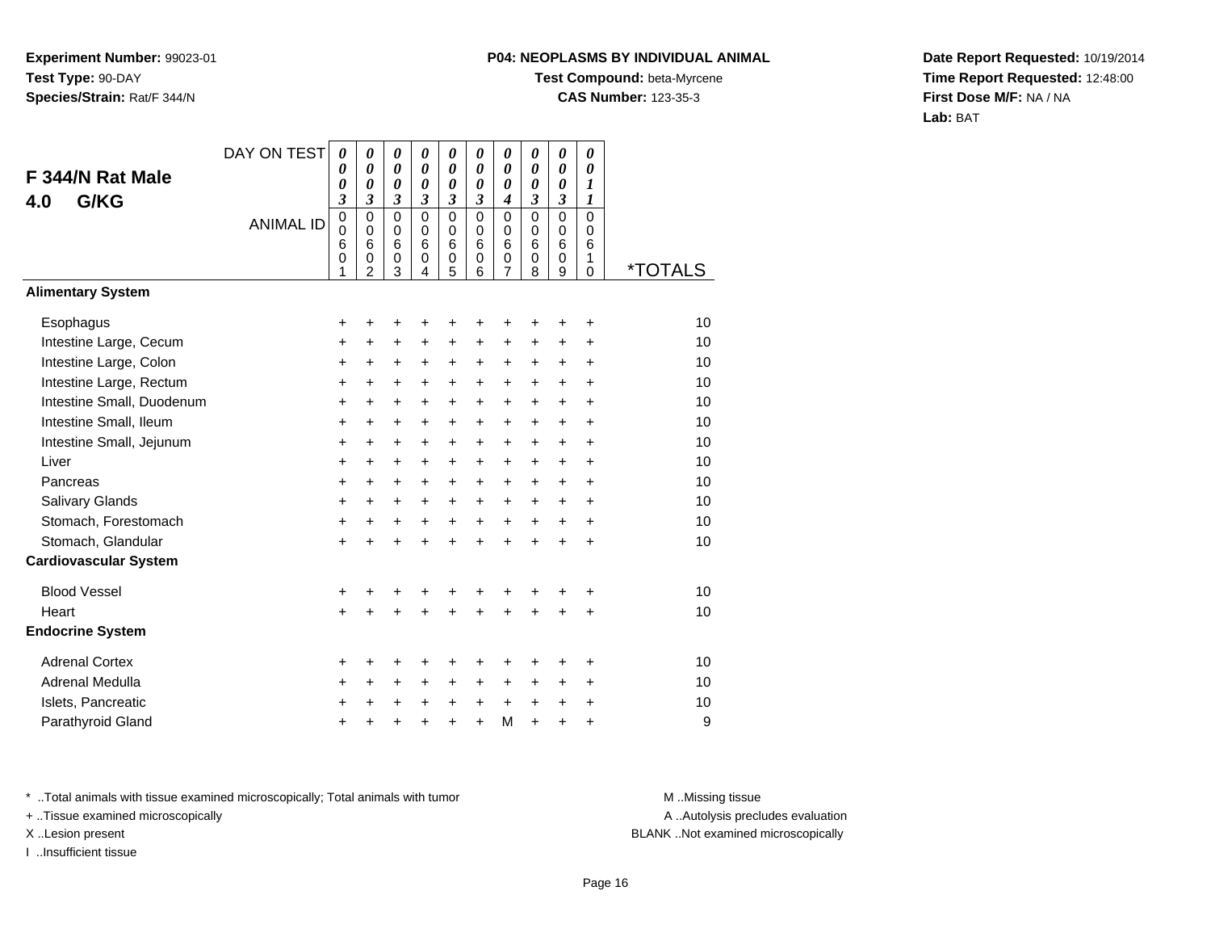**Experiment Number:** 99023-01
**Test Type:** 90-DAY
**Species/Strain:** Rat/F 344/N

**P04: NEOPLASMS BY INDIVIDUAL ANIMAL**
**Test Compound:** beta-Myrcene
**CAS Number:** 123-35-3

**Date Report Requested:** 10/19/2014
**Time Report Requested:** 12:48:00
**First Dose M/F:** NA / NA
**Lab:** BAT

## F 344/N Rat Male 4.0 G/KG

| DAY ON TEST | 0003 | 0003 | 0003 | 0003 | 0003 | 0003 | 0004 | 0003 | 0003 | 0011 | |
|---|---|---|---|---|---|---|---|---|---|---|---|
| ANIMAL ID | 00601 | 00602 | 00603 | 00604 | 00605 | 00606 | 00607 | 00608 | 00609 | 00610 | *TOTALS |
| **Alimentary System** | | | | | | | | | | | |
| Esophagus | + | + | + | + | + | + | + | + | + | + | 10 |
| Intestine Large, Cecum | + | + | + | + | + | + | + | + | + | + | 10 |
| Intestine Large, Colon | + | + | + | + | + | + | + | + | + | + | 10 |
| Intestine Large, Rectum | + | + | + | + | + | + | + | + | + | + | 10 |
| Intestine Small, Duodenum | + | + | + | + | + | + | + | + | + | + | 10 |
| Intestine Small, Ileum | + | + | + | + | + | + | + | + | + | + | 10 |
| Intestine Small, Jejunum | + | + | + | + | + | + | + | + | + | + | 10 |
| Liver | + | + | + | + | + | + | + | + | + | + | 10 |
| Pancreas | + | + | + | + | + | + | + | + | + | + | 10 |
| Salivary Glands | + | + | + | + | + | + | + | + | + | + | 10 |
| Stomach, Forestomach | + | + | + | + | + | + | + | + | + | + | 10 |
| Stomach, Glandular | + | + | + | + | + | + | + | + | + | + | 10 |
| **Cardiovascular System** | | | | | | | | | | | |
| Blood Vessel | + | + | + | + | + | + | + | + | + | + | 10 |
| Heart | + | + | + | + | + | + | + | + | + | + | 10 |
| **Endocrine System** | | | | | | | | | | | |
| Adrenal Cortex | + | + | + | + | + | + | + | + | + | + | 10 |
| Adrenal Medulla | + | + | + | + | + | + | + | + | + | + | 10 |
| Islets, Pancreatic | + | + | + | + | + | + | + | + | + | + | 10 |
| Parathyroid Gland | + | + | + | + | + | + | M | + | + | + | 9 |

* ..Total animals with tissue examined microscopically; Total animals with tumor
+ ..Tissue examined microscopically
X ..Lesion present
I ..Insufficient tissue

M ..Missing tissue
A ..Autolysis precludes evaluation
BLANK ..Not examined microscopically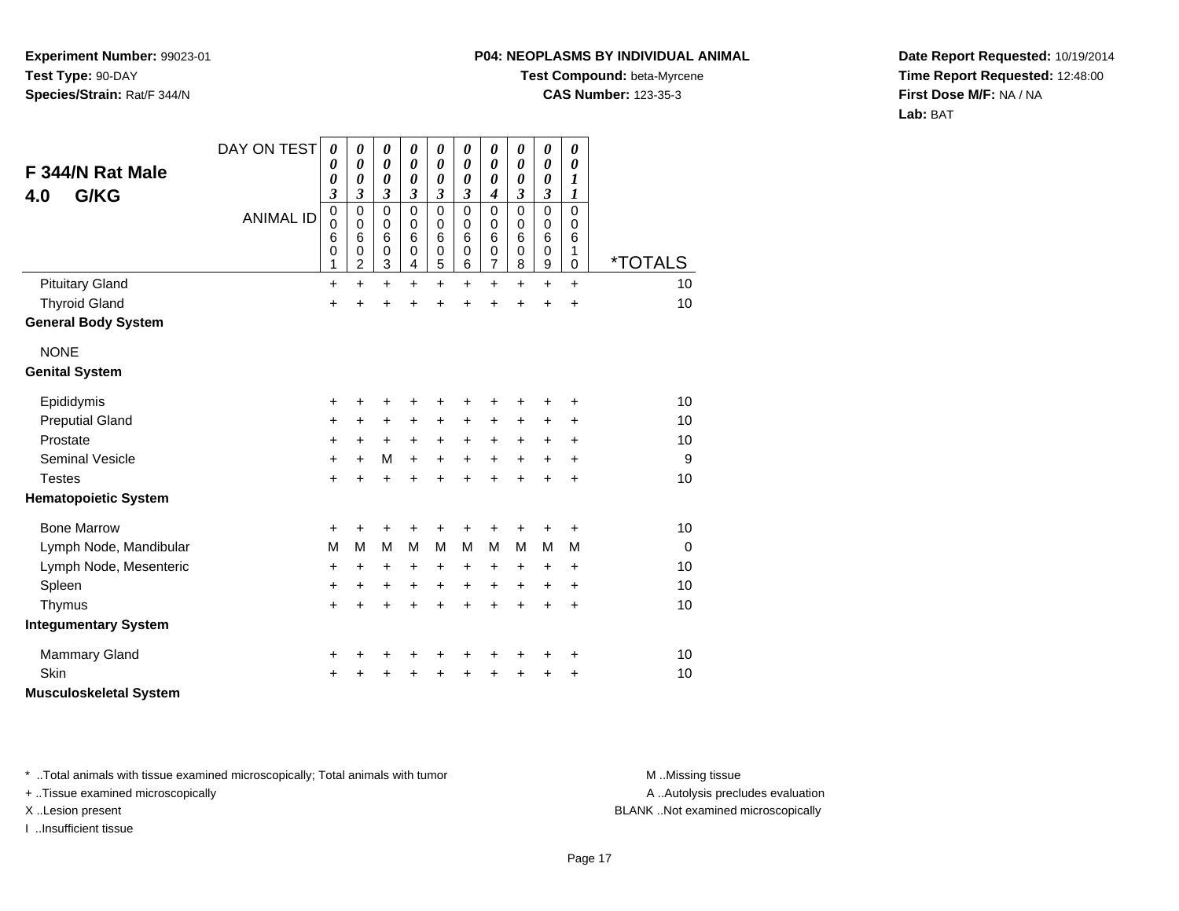**Experiment Number:** 99023-01
**Test Type:** 90-DAY
**Species/Strain:** Rat/F 344/N

**P04: NEOPLASMS BY INDIVIDUAL ANIMAL**
**Test Compound:** beta-Myrcene
**CAS Number:** 123-35-3

**Date Report Requested:** 10/19/2014
**Time Report Requested:** 12:48:00
**First Dose M/F:** NA / NA
**Lab:** BAT

## F 344/N Rat Male
## 4.0 G/KG

| DAY ON TEST | 0003 | 0003 | 0003 | 0003 | 0003 | 0003 | 0004 | 0003 | 0003 | 0011 | |
|---|---|---|---|---|---|---|---|---|---|---|---|
| **ANIMAL ID** | 00601 | 00602 | 00603 | 00604 | 00605 | 00606 | 00607 | 00608 | 00609 | 00610 | ***TOTALS** |
| Pituitary Gland | + | + | + | + | + | + | + | + | + | + | 10 |
| Thyroid Gland | + | + | + | + | + | + | + | + | + | + | 10 |
| **General Body System** | | | | | | | | | | | |
| NONE | | | | | | | | | | | |
| **Genital System** | | | | | | | | | | | |
| Epididymis | + | + | + | + | + | + | + | + | + | + | 10 |
| Preputial Gland | + | + | + | + | + | + | + | + | + | + | 10 |
| Prostate | + | + | + | + | + | + | + | + | + | + | 10 |
| Seminal Vesicle | + | + | M | + | + | + | + | + | + | + | 9 |
| Testes | + | + | + | + | + | + | + | + | + | + | 10 |
| **Hematopoietic System** | | | | | | | | | | | |
| Bone Marrow | + | + | + | + | + | + | + | + | + | + | 10 |
| Lymph Node, Mandibular | M | M | M | M | M | M | M | M | M | M | 0 |
| Lymph Node, Mesenteric | + | + | + | + | + | + | + | + | + | + | 10 |
| Spleen | + | + | + | + | + | + | + | + | + | + | 10 |
| Thymus | + | + | + | + | + | + | + | + | + | + | 10 |
| **Integumentary System** | | | | | | | | | | | |
| Mammary Gland | + | + | + | + | + | + | + | + | + | + | 10 |
| Skin | + | + | + | + | + | + | + | + | + | + | 10 |
| **Musculoskeletal System** | | | | | | | | | | | |

\* ..Total animals with tissue examined microscopically; Total animals with tumor
\+ ..Tissue examined microscopically
X ..Lesion present
I ..Insufficient tissue

M ..Missing tissue
A ..Autolysis precludes evaluation
BLANK ..Not examined microscopically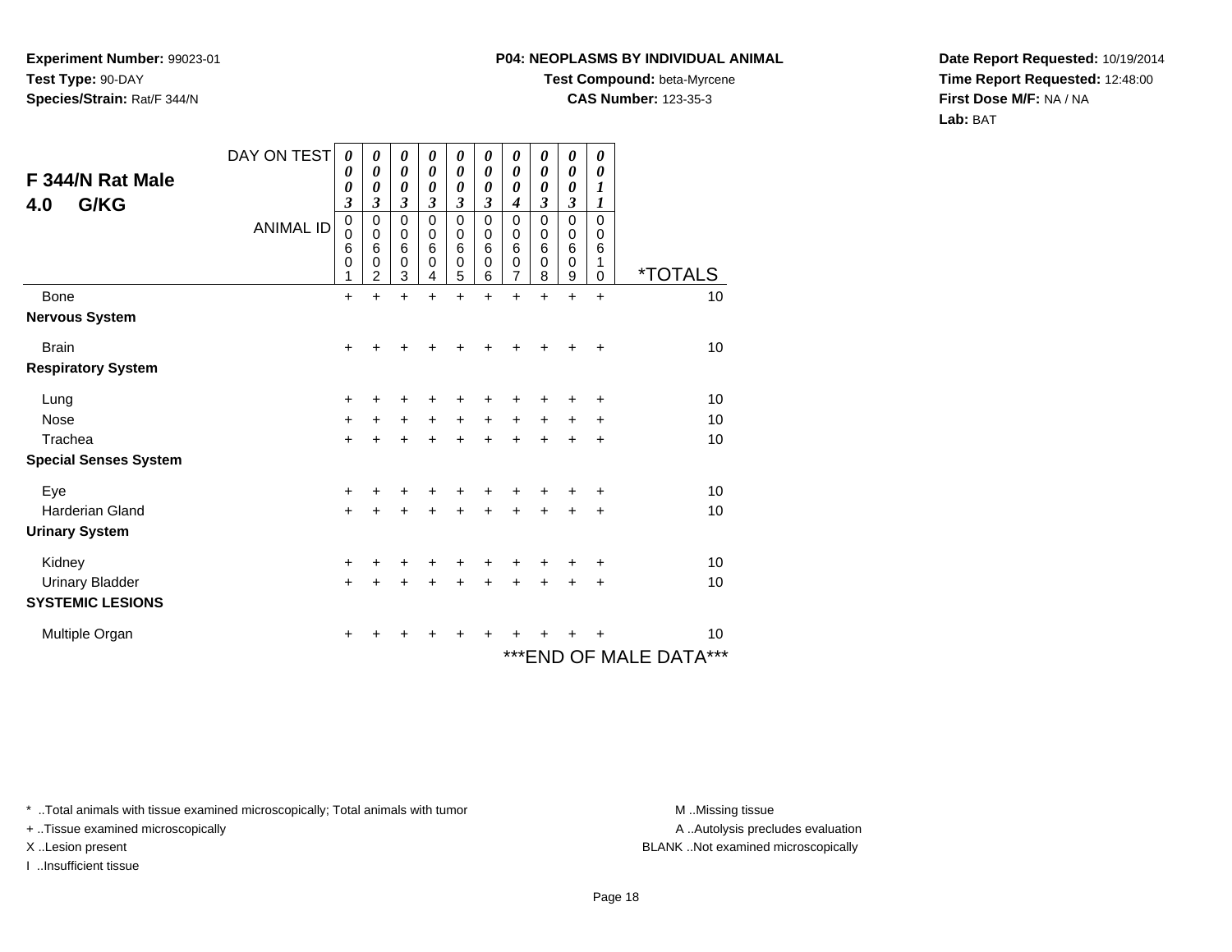**Experiment Number:** 99023-01
**Test Type:** 90-DAY
**Species/Strain:** Rat/F 344/N

**P04: NEOPLASMS BY INDIVIDUAL ANIMAL**
**Test Compound:** beta-Myrcene
**CAS Number:** 123-35-3

**Date Report Requested:** 10/19/2014
**Time Report Requested:** 12:48:00
**First Dose M/F:** NA / NA
**Lab:** BAT

## F 344/N Rat Male
## 4.0 G/KG

| DAY ON TEST | 0003 | 0003 | 0003 | 0003 | 0003 | 0003 | 0004 | 0003 | 0003 | 0011 | |
|---|---|---|---|---|---|---|---|---|---|---|---|
| ANIMAL ID | 00601 | 00602 | 00603 | 00604 | 00605 | 00606 | 00607 | 00608 | 00609 | 00610 | *TOTALS |
| Bone | + | + | + | + | + | + | + | + | + | + | 10 |
| **Nervous System** | | | | | | | | | | | |
| Brain | + | + | + | + | + | + | + | + | + | + | 10 |
| **Respiratory System** | | | | | | | | | | | |
| Lung | + | + | + | + | + | + | + | + | + | + | 10 |
| Nose | + | + | + | + | + | + | + | + | + | + | 10 |
| Trachea | + | + | + | + | + | + | + | + | + | + | 10 |
| **Special Senses System** | | | | | | | | | | | |
| Eye | + | + | + | + | + | + | + | + | + | + | 10 |
| Harderian Gland | + | + | + | + | + | + | + | + | + | + | 10 |
| **Urinary System** | | | | | | | | | | | |
| Kidney | + | + | + | + | + | + | + | + | + | + | 10 |
| Urinary Bladder | + | + | + | + | + | + | + | + | + | + | 10 |
| **SYSTEMIC LESIONS** | | | | | | | | | | | |
| Multiple Organ | + | + | + | + | + | + | + | + | + | + | 10 |

***END OF MALE DATA***

* ..Total animals with tissue examined microscopically; Total animals with tumor
+ ..Tissue examined microscopically
X ..Lesion present
I ..Insufficient tissue

M ..Missing tissue
A ..Autolysis precludes evaluation
BLANK ..Not examined microscopically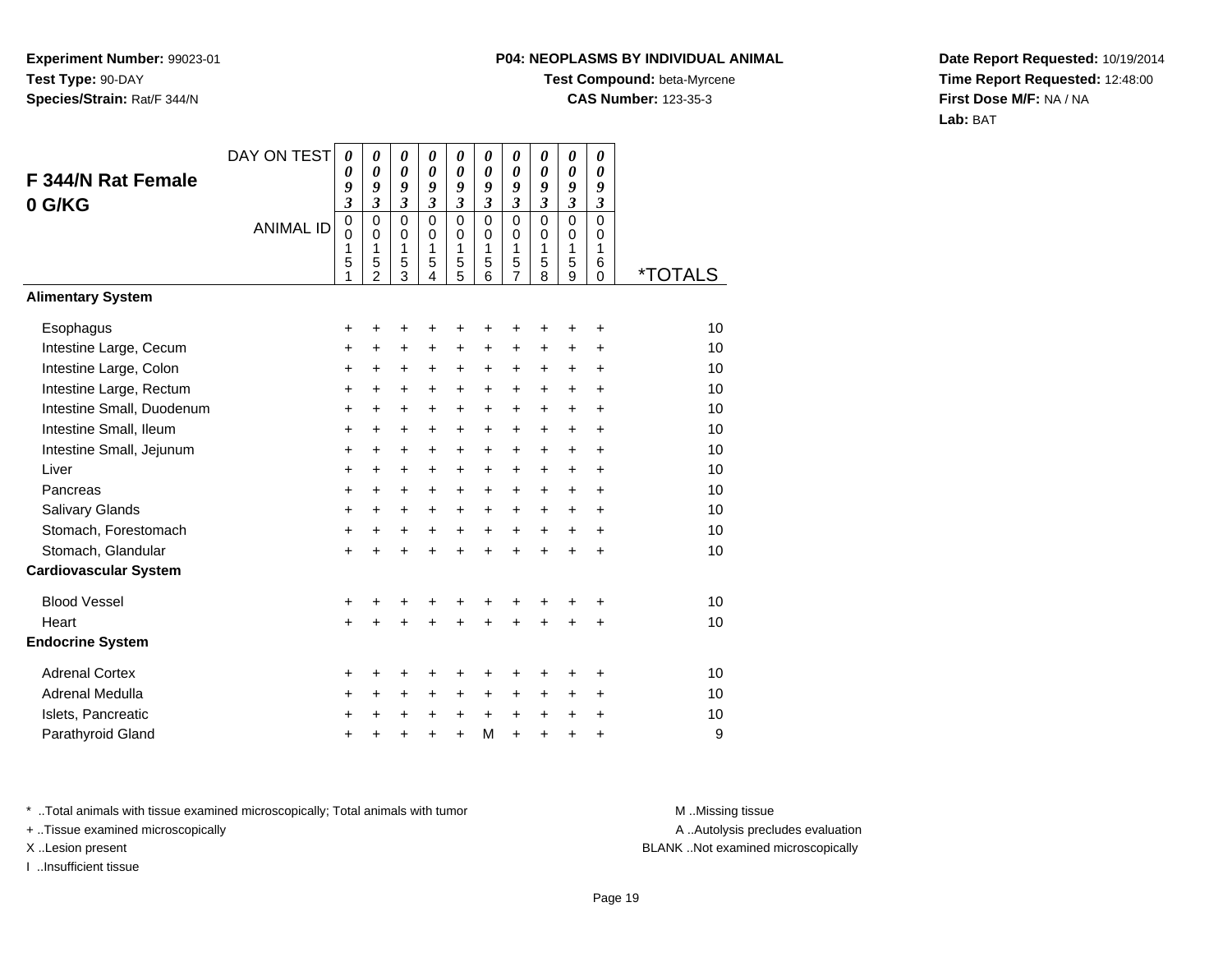**Experiment Number:** 99023-01
**Test Type:** 90-DAY
**Species/Strain:** Rat/F 344/N

**P04: NEOPLASMS BY INDIVIDUAL ANIMAL**
**Test Compound:** beta-Myrcene
**CAS Number:** 123-35-3

**Date Report Requested:** 10/19/2014
**Time Report Requested:** 12:48:00
**First Dose M/F:** NA / NA
**Lab:** BAT

## F 344/N Rat Female 0 G/KG

| DAY ON TEST | 0093 | 0093 | 0093 | 0093 | 0093 | 0093 | 0093 | 0093 | 0093 | 0093 | |
|---|---|---|---|---|---|---|---|---|---|---|---|
| ANIMAL ID | 00151 | 00152 | 00153 | 00154 | 00155 | 00156 | 00157 | 00158 | 00159 | 00160 | *TOTALS |
| **Alimentary System** | | | | | | | | | | | |
| Esophagus | + | + | + | + | + | + | + | + | + | + | 10 |
| Intestine Large, Cecum | + | + | + | + | + | + | + | + | + | + | 10 |
| Intestine Large, Colon | + | + | + | + | + | + | + | + | + | + | 10 |
| Intestine Large, Rectum | + | + | + | + | + | + | + | + | + | + | 10 |
| Intestine Small, Duodenum | + | + | + | + | + | + | + | + | + | + | 10 |
| Intestine Small, Ileum | + | + | + | + | + | + | + | + | + | + | 10 |
| Intestine Small, Jejunum | + | + | + | + | + | + | + | + | + | + | 10 |
| Liver | + | + | + | + | + | + | + | + | + | + | 10 |
| Pancreas | + | + | + | + | + | + | + | + | + | + | 10 |
| Salivary Glands | + | + | + | + | + | + | + | + | + | + | 10 |
| Stomach, Forestomach | + | + | + | + | + | + | + | + | + | + | 10 |
| Stomach, Glandular | + | + | + | + | + | + | + | + | + | + | 10 |
| **Cardiovascular System** | | | | | | | | | | | |
| Blood Vessel | + | + | + | + | + | + | + | + | + | + | 10 |
| Heart | + | + | + | + | + | + | + | + | + | + | 10 |
| **Endocrine System** | | | | | | | | | | | |
| Adrenal Cortex | + | + | + | + | + | + | + | + | + | + | 10 |
| Adrenal Medulla | + | + | + | + | + | + | + | + | + | + | 10 |
| Islets, Pancreatic | + | + | + | + | + | + | + | + | + | + | 10 |
| Parathyroid Gland | + | + | + | + | + | M | + | + | + | + | 9 |

* ..Total animals with tissue examined microscopically; Total animals with tumor
+ ..Tissue examined microscopically
X ..Lesion present
I ..Insufficient tissue

M ..Missing tissue
A ..Autolysis precludes evaluation
BLANK ..Not examined microscopically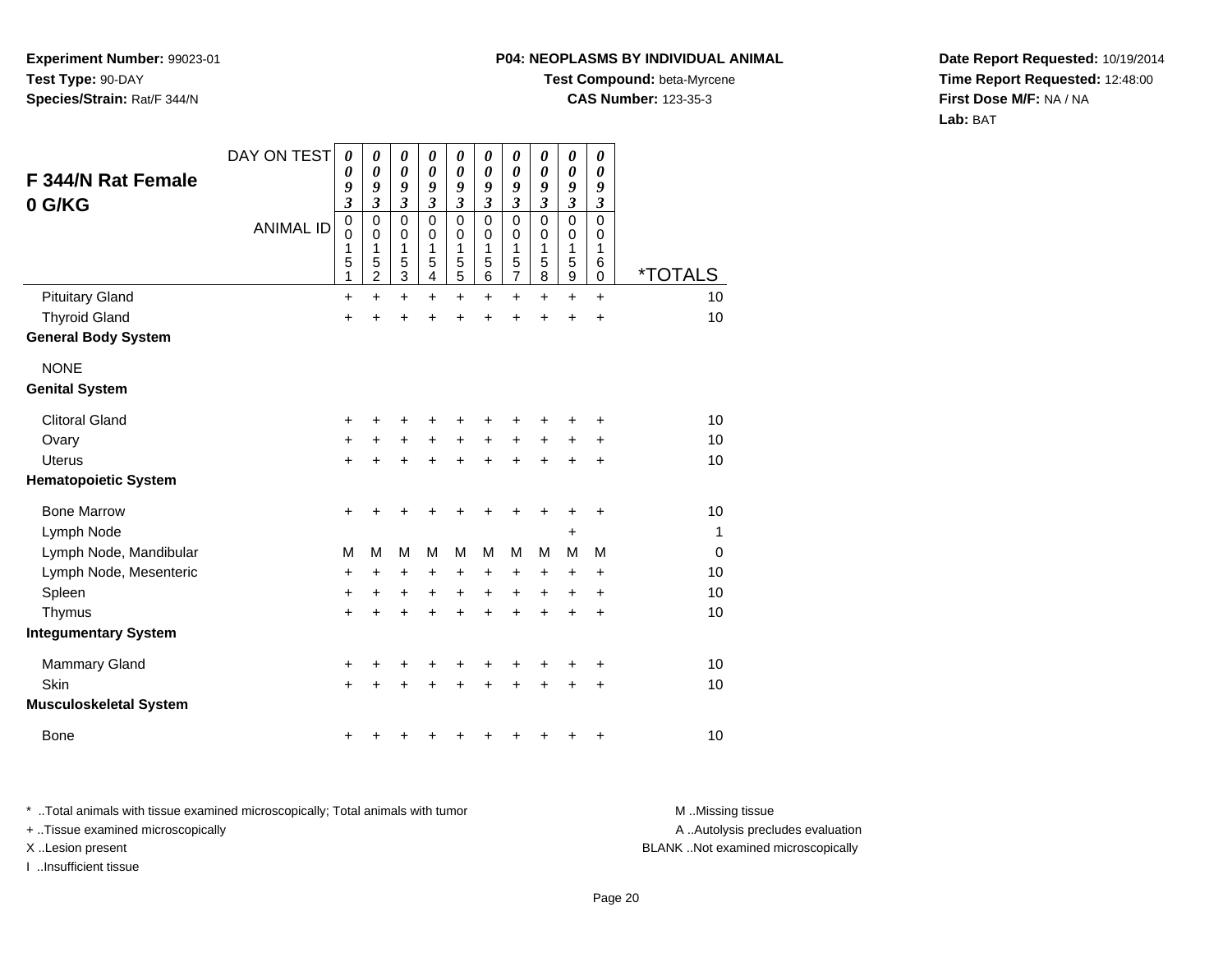**Experiment Number:** 99023-01
**Test Type:** 90-DAY
**Species/Strain:** Rat/F 344/N

**P04: NEOPLASMS BY INDIVIDUAL ANIMAL**
**Test Compound:** beta-Myrcene
**CAS Number:** 123-35-3

**Date Report Requested:** 10/19/2014
**Time Report Requested:** 12:48:00
**First Dose M/F:** NA / NA
**Lab:** BAT

## F 344/N Rat Female
## 0 G/KG

| DAY ON TEST | 0093 | 0093 | 0093 | 0093 | 0093 | 0093 | 0093 | 0093 | 0093 | 0093 | |
|---|---|---|---|---|---|---|---|---|---|---|---|
| ANIMAL ID | 00151 | 00152 | 00153 | 00154 | 00155 | 00156 | 00157 | 00158 | 00159 | 00160 | *TOTALS |
| Pituitary Gland | + | + | + | + | + | + | + | + | + | + | 10 |
| Thyroid Gland | + | + | + | + | + | + | + | + | + | + | 10 |
| **General Body System** | | | | | | | | | | | |
| NONE | | | | | | | | | | | |
| **Genital System** | | | | | | | | | | | |
| Clitoral Gland | + | + | + | + | + | + | + | + | + | + | 10 |
| Ovary | + | + | + | + | + | + | + | + | + | + | 10 |
| Uterus | + | + | + | + | + | + | + | + | + | + | 10 |
| **Hematopoietic System** | | | | | | | | | | | |
| Bone Marrow | + | + | + | + | + | + | + | + | + | + | 10 |
| Lymph Node | | | | | | | | | + | | 1 |
| Lymph Node, Mandibular | M | M | M | M | M | M | M | M | M | M | 0 |
| Lymph Node, Mesenteric | + | + | + | + | + | + | + | + | + | + | 10 |
| Spleen | + | + | + | + | + | + | + | + | + | + | 10 |
| Thymus | + | + | + | + | + | + | + | + | + | + | 10 |
| **Integumentary System** | | | | | | | | | | | |
| Mammary Gland | + | + | + | + | + | + | + | + | + | + | 10 |
| Skin | + | + | + | + | + | + | + | + | + | + | 10 |
| **Musculoskeletal System** | | | | | | | | | | | |
| Bone | + | + | + | + | + | + | + | + | + | + | 10 |

\* ..Total animals with tissue examined microscopically; Total animals with tumor
\+ ..Tissue examined microscopically
X ..Lesion present
I ..Insufficient tissue

M ..Missing tissue
A ..Autolysis precludes evaluation
BLANK ..Not examined microscopically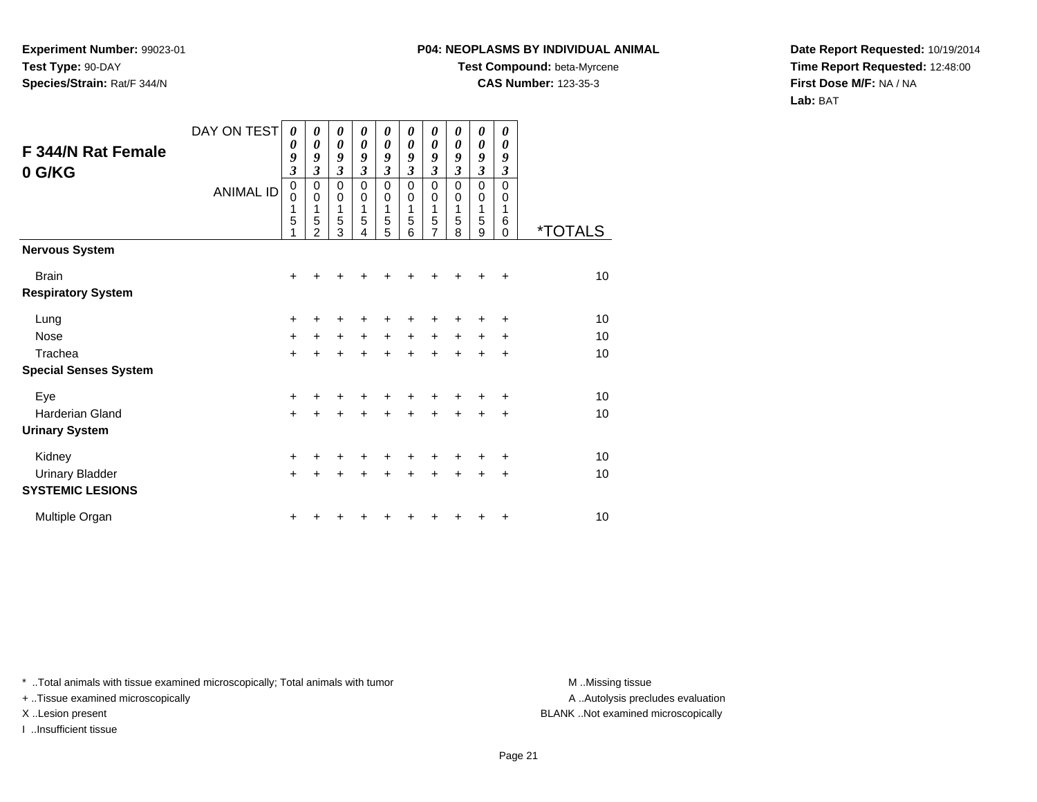**Experiment Number:** 99023-01
**Test Type:** 90-DAY
**Species/Strain:** Rat/F 344/N

**P04: NEOPLASMS BY INDIVIDUAL ANIMAL**
**Test Compound:** beta-Myrcene
**CAS Number:** 123-35-3

**Date Report Requested:** 10/19/2014
**Time Report Requested:** 12:48:00
**First Dose M/F:** NA / NA
**Lab:** BAT

## F 344/N Rat Female
## 0 G/KG

| DAY ON TEST | 0093 | 0093 | 0093 | 0093 | 0093 | 0093 | 0093 | 0093 | 0093 | 0093 | |
|---|---|---|---|---|---|---|---|---|---|---|---|
| ANIMAL ID | 00151 | 00152 | 00153 | 00154 | 00155 | 00156 | 00157 | 00158 | 00159 | 00160 | *TOTALS |
| **Nervous System** | | | | | | | | | | | |
| Brain | + | + | + | + | + | + | + | + | + | + | 10 |
| **Respiratory System** | | | | | | | | | | | |
| Lung | + | + | + | + | + | + | + | + | + | + | 10 |
| Nose | + | + | + | + | + | + | + | + | + | + | 10 |
| Trachea | + | + | + | + | + | + | + | + | + | + | 10 |
| **Special Senses System** | | | | | | | | | | | |
| Eye | + | + | + | + | + | + | + | + | + | + | 10 |
| Harderian Gland | + | + | + | + | + | + | + | + | + | + | 10 |
| **Urinary System** | | | | | | | | | | | |
| Kidney | + | + | + | + | + | + | + | + | + | + | 10 |
| Urinary Bladder | + | + | + | + | + | + | + | + | + | + | 10 |
| **SYSTEMIC LESIONS** | | | | | | | | | | | |
| Multiple Organ | + | + | + | + | + | + | + | + | + | + | 10 |

* ..Total animals with tissue examined microscopically; Total animals with tumor
+ ..Tissue examined microscopically
X ..Lesion present
I ..Insufficient tissue

M ..Missing tissue
A ..Autolysis precludes evaluation
BLANK ..Not examined microscopically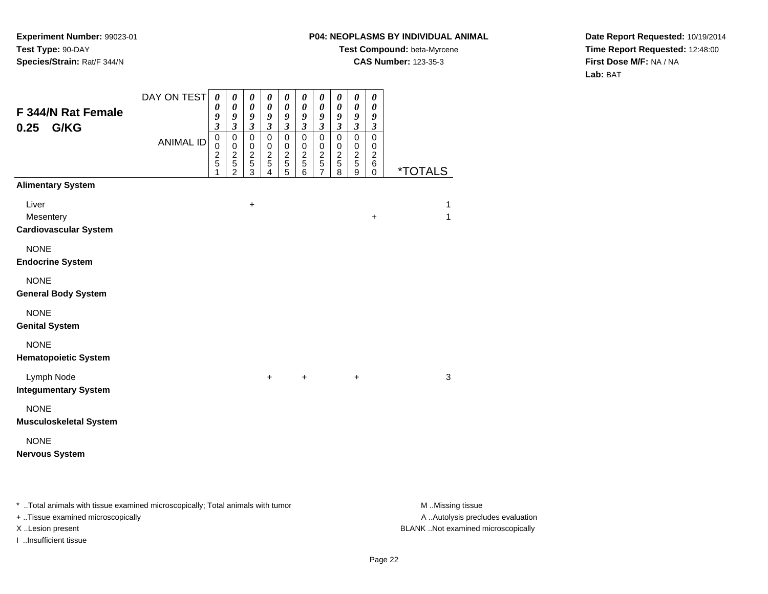**Experiment Number:** 99023-01
**Test Type:** 90-DAY
**Species/Strain:** Rat/F 344/N

**P04: NEOPLASMS BY INDIVIDUAL ANIMAL**
**Test Compound:** beta-Myrcene
**CAS Number:** 123-35-3

**Date Report Requested:** 10/19/2014
**Time Report Requested:** 12:48:00
**First Dose M/F:** NA / NA
**Lab:** BAT

## F 344/N Rat Female 0.25 G/KG

| DAY ON TEST | 0093 | 0093 | 0093 | 0093 | 0093 | 0093 | 0093 | 0093 | 0093 | 0093 | |
|---|---|---|---|---|---|---|---|---|---|---|---|
| **ANIMAL ID** | 00251 | 00252 | 00253 | 00254 | 00255 | 00256 | 00257 | 00258 | 00259 | 00260 | ***TOTALS** |
| **Alimentary System** | | | | | | | | | | | |
| Liver | | | + | | | | | | | | 1 |
| Mesentery | | | | | | | | | | + | 1 |
| **Cardiovascular System** | | | | | | | | | | | |
| NONE | | | | | | | | | | | |
| **Endocrine System** | | | | | | | | | | | |
| NONE | | | | | | | | | | | |
| **General Body System** | | | | | | | | | | | |
| NONE | | | | | | | | | | | |
| **Genital System** | | | | | | | | | | | |
| NONE | | | | | | | | | | | |
| **Hematopoietic System** | | | | | | | | | | | |
| Lymph Node | | | | + | | + | | | + | | 3 |
| **Integumentary System** | | | | | | | | | | | |
| NONE | | | | | | | | | | | |
| **Musculoskeletal System** | | | | | | | | | | | |
| NONE | | | | | | | | | | | |
| **Nervous System** | | | | | | | | | | | |

\* ..Total animals with tissue examined microscopically; Total animals with tumor
+ ..Tissue examined microscopically
X ..Lesion present
I ..Insufficient tissue

M ..Missing tissue
A ..Autolysis precludes evaluation
BLANK ..Not examined microscopically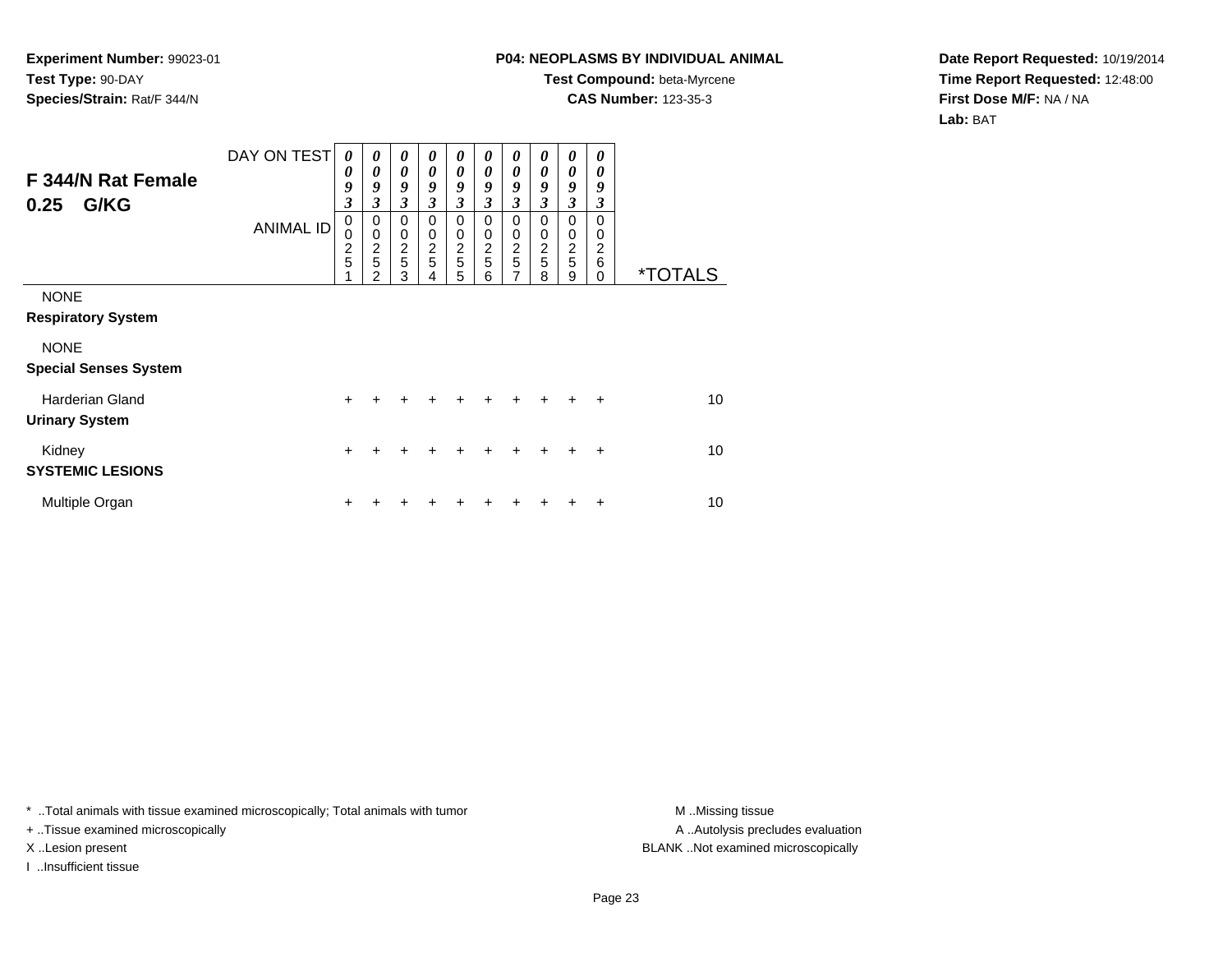**Experiment Number:** 99023-01
**Test Type:** 90-DAY
**Species/Strain:** Rat/F 344/N

**P04: NEOPLASMS BY INDIVIDUAL ANIMAL**
**Test Compound:** beta-Myrcene
**CAS Number:** 123-35-3

**Date Report Requested:** 10/19/2014
**Time Report Requested:** 12:48:00
**First Dose M/F:** NA / NA
**Lab:** BAT

## F 344/N Rat Female 0.25 G/KG

| DAY ON TEST | 0093 | 0093 | 0093 | 0093 | 0093 | 0093 | 0093 | 0093 | 0093 | 0093 | |
|---|---|---|---|---|---|---|---|---|---|---|---|
| ANIMAL ID | 00251 | 00252 | 00253 | 00254 | 00255 | 00256 | 00257 | 00258 | 00259 | 00260 | *TOTALS |
| NONE | | | | | | | | | | | |
| **Respiratory System** | | | | | | | | | | | |
| NONE | | | | | | | | | | | |
| **Special Senses System** | | | | | | | | | | | |
| Harderian Gland | + | + | + | + | + | + | + | + | + | + | 10 |
| **Urinary System** | | | | | | | | | | | |
| Kidney | + | + | + | + | + | + | + | + | + | + | 10 |
| **SYSTEMIC LESIONS** | | | | | | | | | | | |
| Multiple Organ | + | + | + | + | + | + | + | + | + | + | 10 |

* ..Total animals with tissue examined microscopically; Total animals with tumor
+ ..Tissue examined microscopically
X ..Lesion present
I ..Insufficient tissue

M ..Missing tissue
A ..Autolysis precludes evaluation
BLANK ..Not examined microscopically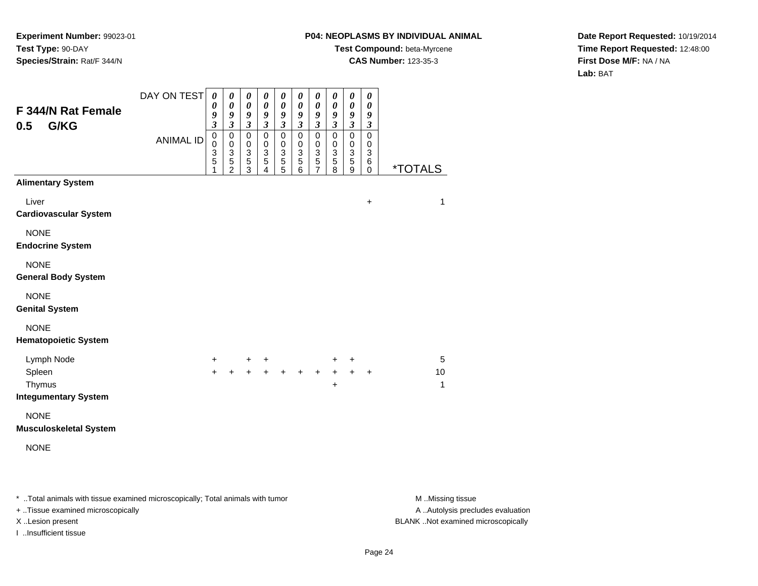**Experiment Number:** 99023-01
**Test Type:** 90-DAY
**Species/Strain:** Rat/F 344/N

**P04: NEOPLASMS BY INDIVIDUAL ANIMAL**
**Test Compound:** beta-Myrcene
**CAS Number:** 123-35-3

**Date Report Requested:** 10/19/2014
**Time Report Requested:** 12:48:00
**First Dose M/F:** NA / NA
**Lab:** BAT

## F 344/N Rat Female 0.5 G/KG

| DAY ON TEST | 0093 | 0093 | 0093 | 0093 | 0093 | 0093 | 0093 | 0093 | 0093 | 0093 | |
|---|---|---|---|---|---|---|---|---|---|---|---|
| ANIMAL ID | 00351 | 00352 | 00353 | 00354 | 00355 | 00356 | 00357 | 00358 | 00359 | 00360 | *TOTALS |
| **Alimentary System** | | | | | | | | | | | |
| Liver | | | | | | | | | | + | 1 |
| **Cardiovascular System** | | | | | | | | | | | |
| NONE | | | | | | | | | | | |
| **Endocrine System** | | | | | | | | | | | |
| NONE | | | | | | | | | | | |
| **General Body System** | | | | | | | | | | | |
| NONE | | | | | | | | | | | |
| **Genital System** | | | | | | | | | | | |
| NONE | | | | | | | | | | | |
| **Hematopoietic System** | | | | | | | | | | | |
| Lymph Node | + | | + | + | | | | + | + | | 5 |
| Spleen | + | + | + | + | + | + | + | + | + | + | 10 |
| Thymus | | | | | | | | + | | | 1 |
| **Integumentary System** | | | | | | | | | | | |
| NONE | | | | | | | | | | | |
| **Musculoskeletal System** | | | | | | | | | | | |
| NONE | | | | | | | | | | | |

* ..Total animals with tissue examined microscopically; Total animals with tumor
+ ..Tissue examined microscopically
X ..Lesion present
I ..Insufficient tissue

M ..Missing tissue
A ..Autolysis precludes evaluation
BLANK ..Not examined microscopically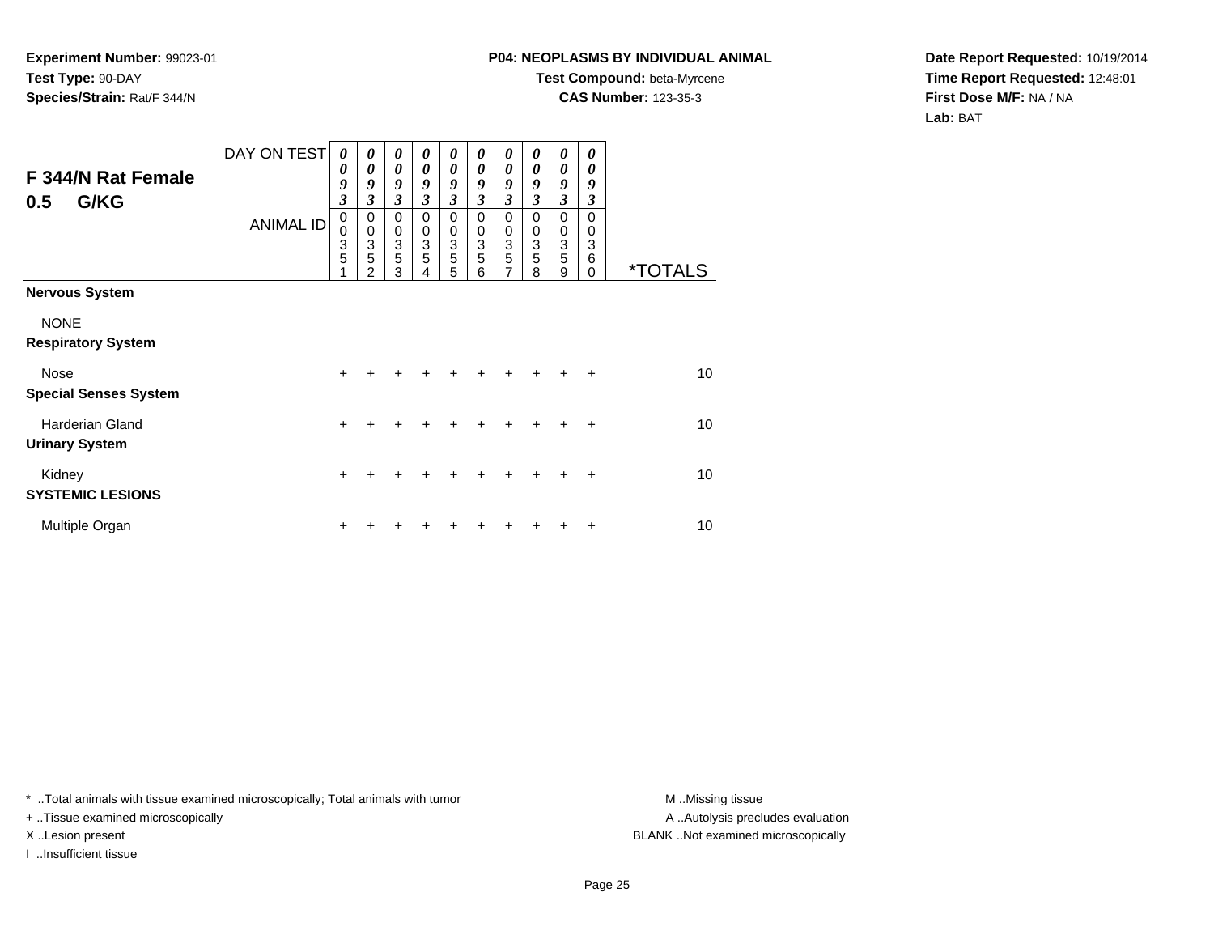**Experiment Number:** 99023-01
**Test Type:** 90-DAY
**Species/Strain:** Rat/F 344/N

**P04: NEOPLASMS BY INDIVIDUAL ANIMAL**
**Test Compound:** beta-Myrcene
**CAS Number:** 123-35-3

**Date Report Requested:** 10/19/2014
**Time Report Requested:** 12:48:01
**First Dose M/F:** NA / NA
**Lab:** BAT

## F 344/N Rat Female 0.5 G/KG

| DAY ON TEST | 0093 | 0093 | 0093 | 0093 | 0093 | 0093 | 0093 | 0093 | 0093 | 0093 | |
|---|---|---|---|---|---|---|---|---|---|---|---|
| ANIMAL ID | 00351 | 00352 | 00353 | 00354 | 00355 | 00356 | 00357 | 00358 | 00359 | 00360 | *TOTALS |
| **Nervous System** | | | | | | | | | | | |
| NONE | | | | | | | | | | | |
| **Respiratory System** | | | | | | | | | | | |
| Nose | + | + | + | + | + | + | + | + | + | + | 10 |
| **Special Senses System** | | | | | | | | | | | |
| Harderian Gland | + | + | + | + | + | + | + | + | + | + | 10 |
| **Urinary System** | | | | | | | | | | | |
| Kidney | + | + | + | + | + | + | + | + | + | + | 10 |
| **SYSTEMIC LESIONS** | | | | | | | | | | | |
| Multiple Organ | + | + | + | + | + | + | + | + | + | + | 10 |

* ..Total animals with tissue examined microscopically; Total animals with tumor
+ ..Tissue examined microscopically
X ..Lesion present
I ..Insufficient tissue

M ..Missing tissue
A ..Autolysis precludes evaluation
BLANK ..Not examined microscopically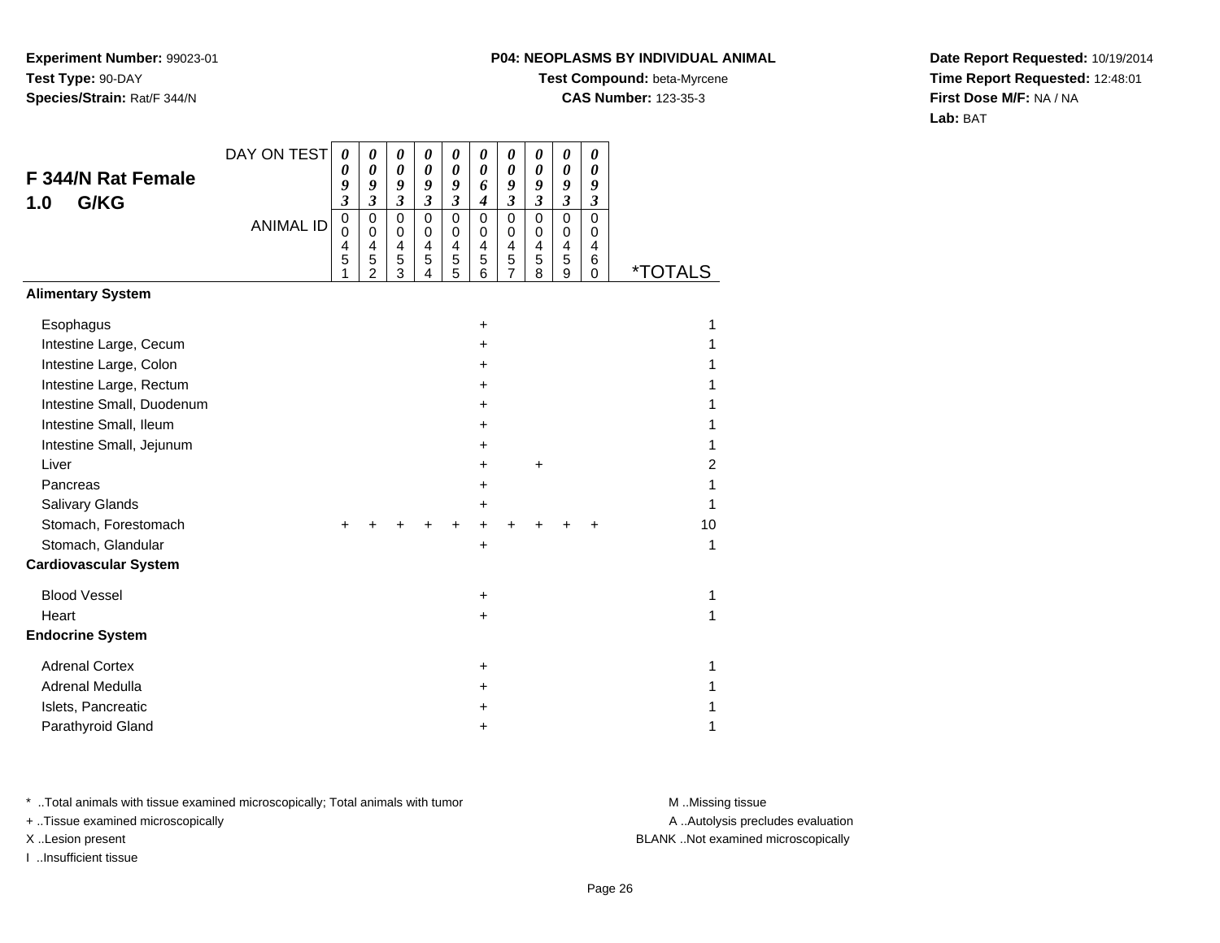**Experiment Number:** 99023-01
**Test Type:** 90-DAY
**Species/Strain:** Rat/F 344/N

**P04: NEOPLASMS BY INDIVIDUAL ANIMAL**
**Test Compound:** beta-Myrcene
**CAS Number:** 123-35-3

**Date Report Requested:** 10/19/2014
**Time Report Requested:** 12:48:01
**First Dose M/F:** NA / NA
**Lab:** BAT

## F 344/N Rat Female 1.0 G/KG

| DAY ON TEST | 0093 | 0093 | 0093 | 0093 | 0093 | 0064 | 0093 | 0093 | 0093 | 0093 | |
|---|---|---|---|---|---|---|---|---|---|---|---|
| ANIMAL ID | 00451 | 00452 | 00453 | 00454 | 00455 | 00456 | 00457 | 00458 | 00459 | 00460 | *TOTALS |
| **Alimentary System** | | | | | | | | | | | |
| Esophagus | | | | | | + | | | | | 1 |
| Intestine Large, Cecum | | | | | | + | | | | | 1 |
| Intestine Large, Colon | | | | | | + | | | | | 1 |
| Intestine Large, Rectum | | | | | | + | | | | | 1 |
| Intestine Small, Duodenum | | | | | | + | | | | | 1 |
| Intestine Small, Ileum | | | | | | + | | | | | 1 |
| Intestine Small, Jejunum | | | | | | + | | | | | 1 |
| Liver | | | | | | + | | + | | | 2 |
| Pancreas | | | | | | + | | | | | 1 |
| Salivary Glands | | | | | | + | | | | | 1 |
| Stomach, Forestomach | + | + | + | + | + | + | + | + | + | + | 10 |
| Stomach, Glandular | | | | | | + | | | | | 1 |
| **Cardiovascular System** | | | | | | | | | | | |
| Blood Vessel | | | | | | + | | | | | 1 |
| Heart | | | | | | + | | | | | 1 |
| **Endocrine System** | | | | | | | | | | | |
| Adrenal Cortex | | | | | | + | | | | | 1 |
| Adrenal Medulla | | | | | | + | | | | | 1 |
| Islets, Pancreatic | | | | | | + | | | | | 1 |
| Parathyroid Gland | | | | | | + | | | | | 1 |

* ..Total animals with tissue examined microscopically; Total animals with tumor
+ ..Tissue examined microscopically
X ..Lesion present
I ..Insufficient tissue

M ..Missing tissue
A ..Autolysis precludes evaluation
BLANK ..Not examined microscopically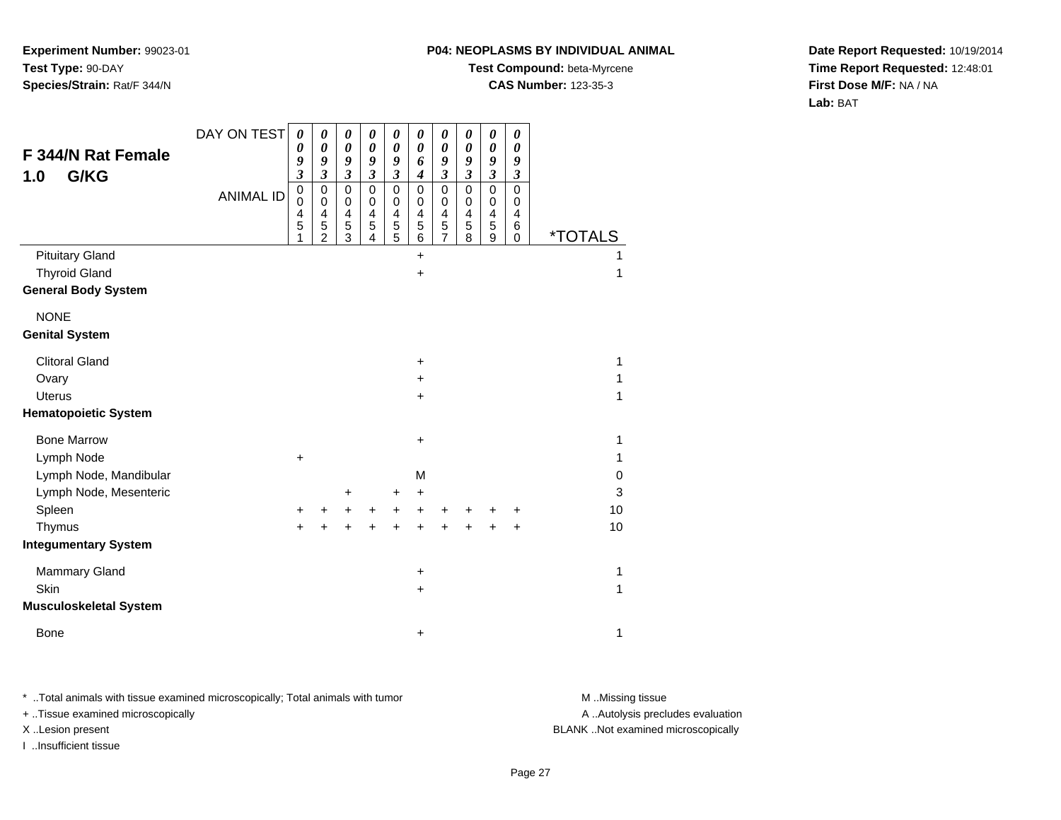**Experiment Number:** 99023-01
**Test Type:** 90-DAY
**Species/Strain:** Rat/F 344/N

**P04: NEOPLASMS BY INDIVIDUAL ANIMAL**
**Test Compound:** beta-Myrcene
**CAS Number:** 123-35-3

**Date Report Requested:** 10/19/2014
**Time Report Requested:** 12:48:01
**First Dose M/F:** NA / NA
**Lab:** BAT

## F 344/N Rat Female 1.0 G/KG

| DAY ON TEST | 0093 | 0093 | 0093 | 0093 | 0093 | 0064 | 0093 | 0093 | 0093 | 0093 | |
|---|---|---|---|---|---|---|---|---|---|---|---|
| ANIMAL ID | 00451 | 00452 | 00453 | 00454 | 00455 | 00456 | 00457 | 00458 | 00459 | 00460 | *TOTALS |
| Pituitary Gland | | | | | | + | | | | | 1 |
| Thyroid Gland | | | | | | + | | | | | 1 |
| **General Body System** | | | | | | | | | | | |
| NONE | | | | | | | | | | | |
| **Genital System** | | | | | | | | | | | |
| Clitoral Gland | | | | | | + | | | | | 1 |
| Ovary | | | | | | + | | | | | 1 |
| Uterus | | | | | | + | | | | | 1 |
| **Hematopoietic System** | | | | | | | | | | | |
| Bone Marrow | | | | | | + | | | | | 1 |
| Lymph Node | + | | | | | | | | | | 1 |
| Lymph Node, Mandibular | | | | | | M | | | | | 0 |
| Lymph Node, Mesenteric | | | + | | + | + | | | | | 3 |
| Spleen | + | + | + | + | + | + | + | + | + | + | 10 |
| Thymus | + | + | + | + | + | + | + | + | + | + | 10 |
| **Integumentary System** | | | | | | | | | | | |
| Mammary Gland | | | | | | + | | | | | 1 |
| Skin | | | | | | + | | | | | 1 |
| **Musculoskeletal System** | | | | | | | | | | | |
| Bone | | | | | | + | | | | | 1 |

\* ..Total animals with tissue examined microscopically; Total animals with tumor
+ ..Tissue examined microscopically
X ..Lesion present
I ..Insufficient tissue

M ..Missing tissue
A ..Autolysis precludes evaluation
BLANK ..Not examined microscopically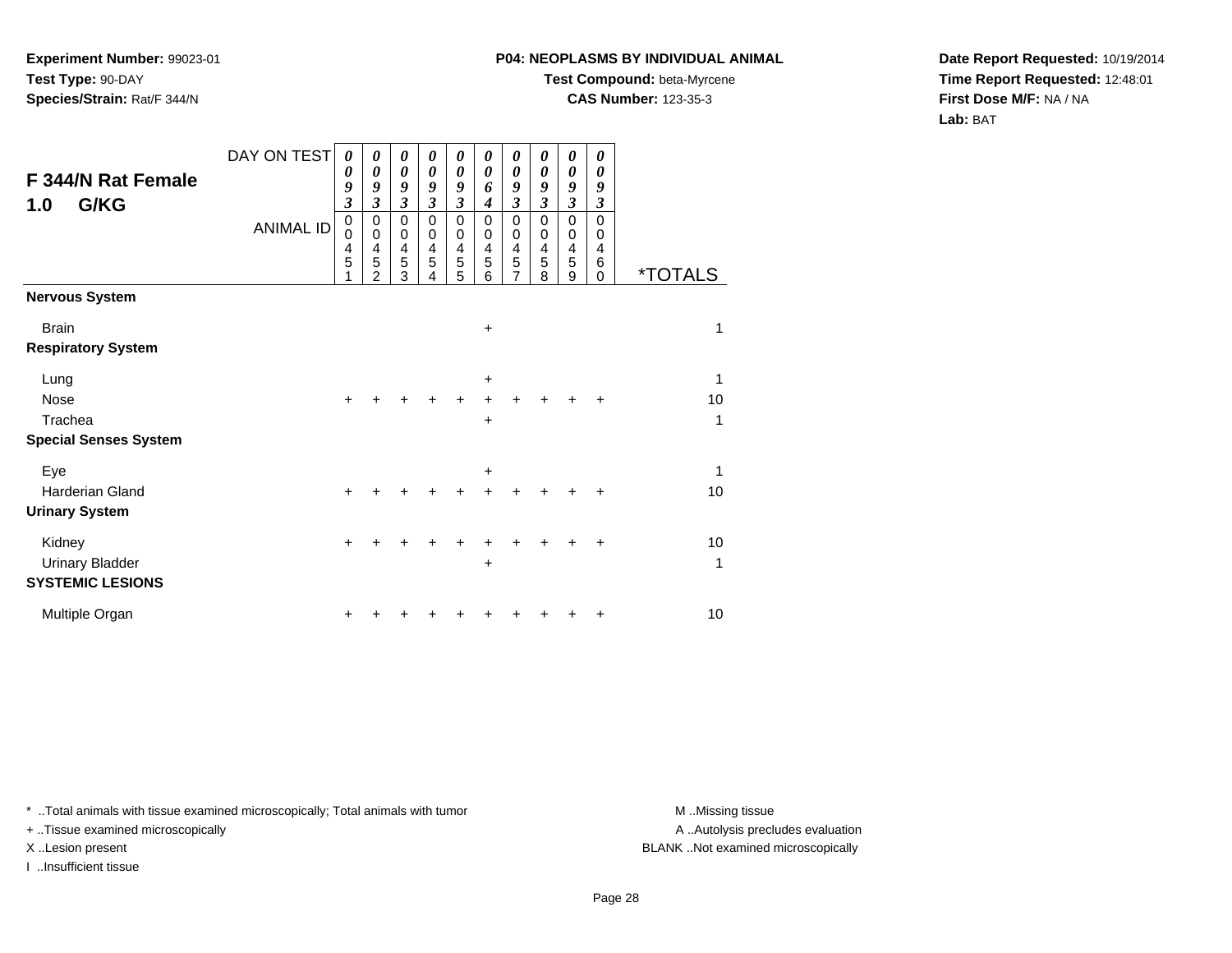**Experiment Number:** 99023-01
**Test Type:** 90-DAY
**Species/Strain:** Rat/F 344/N

**P04: NEOPLASMS BY INDIVIDUAL ANIMAL**
**Test Compound:** beta-Myrcene
**CAS Number:** 123-35-3

**Date Report Requested:** 10/19/2014
**Time Report Requested:** 12:48:01
**First Dose M/F:** NA / NA
**Lab:** BAT

## F 344/N Rat Female
## 1.0 G/KG

| DAY ON TEST | 0093 | 0093 | 0093 | 0093 | 0093 | 0064 | 0093 | 0093 | 0093 | 0093 | |
|---|---|---|---|---|---|---|---|---|---|---|---|
| ANIMAL ID | 00451 | 00452 | 00453 | 00454 | 00455 | 00456 | 00457 | 00458 | 00459 | 00460 | *TOTALS |
| **Nervous System** | | | | | | | | | | | |
| Brain | | | | | | + | | | | | 1 |
| **Respiratory System** | | | | | | | | | | | |
| Lung | | | | | | + | | | | | 1 |
| Nose | + | + | + | + | + | + | + | + | + | + | 10 |
| Trachea | | | | | | + | | | | | 1 |
| **Special Senses System** | | | | | | | | | | | |
| Eye | | | | | | + | | | | | 1 |
| Harderian Gland | + | + | + | + | + | + | + | + | + | + | 10 |
| **Urinary System** | | | | | | | | | | | |
| Kidney | + | + | + | + | + | + | + | + | + | + | 10 |
| Urinary Bladder | | | | | | + | | | | | 1 |
| **SYSTEMIC LESIONS** | | | | | | | | | | | |
| Multiple Organ | + | + | + | + | + | + | + | + | + | + | 10 |

* ..Total animals with tissue examined microscopically; Total animals with tumor
+ ..Tissue examined microscopically
X ..Lesion present
I ..Insufficient tissue

M ..Missing tissue
A ..Autolysis precludes evaluation
BLANK ..Not examined microscopically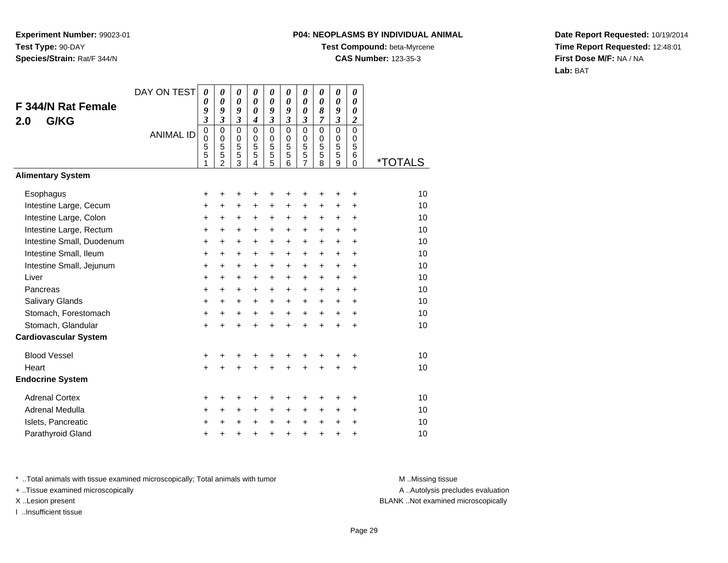**Experiment Number:** 99023-01
**Test Type:** 90-DAY
**Species/Strain:** Rat/F 344/N

**P04: NEOPLASMS BY INDIVIDUAL ANIMAL**
**Test Compound:** beta-Myrcene
**CAS Number:** 123-35-3

**Date Report Requested:** 10/19/2014
**Time Report Requested:** 12:48:01
**First Dose M/F:** NA / NA
**Lab:** BAT

## F 344/N Rat Female 2.0 G/KG

| DAY ON TEST | 0093 | 0093 | 0093 | 0004 | 0093 | 0093 | 0003 | 0087 | 0093 | 0002 | |
|---|---|---|---|---|---|---|---|---|---|---|---|
| **ANIMAL ID** | 00551 | 00552 | 00553 | 00554 | 00555 | 00556 | 00557 | 00558 | 00559 | 00560 | ***TOTALS** |
| **Alimentary System** | | | | | | | | | | | |
| Esophagus | + | + | + | + | + | + | + | + | + | + | 10 |
| Intestine Large, Cecum | + | + | + | + | + | + | + | + | + | + | 10 |
| Intestine Large, Colon | + | + | + | + | + | + | + | + | + | + | 10 |
| Intestine Large, Rectum | + | + | + | + | + | + | + | + | + | + | 10 |
| Intestine Small, Duodenum | + | + | + | + | + | + | + | + | + | + | 10 |
| Intestine Small, Ileum | + | + | + | + | + | + | + | + | + | + | 10 |
| Intestine Small, Jejunum | + | + | + | + | + | + | + | + | + | + | 10 |
| Liver | + | + | + | + | + | + | + | + | + | + | 10 |
| Pancreas | + | + | + | + | + | + | + | + | + | + | 10 |
| Salivary Glands | + | + | + | + | + | + | + | + | + | + | 10 |
| Stomach, Forestomach | + | + | + | + | + | + | + | + | + | + | 10 |
| Stomach, Glandular | + | + | + | + | + | + | + | + | + | + | 10 |
| **Cardiovascular System** | | | | | | | | | | | |
| Blood Vessel | + | + | + | + | + | + | + | + | + | + | 10 |
| Heart | + | + | + | + | + | + | + | + | + | + | 10 |
| **Endocrine System** | | | | | | | | | | | |
| Adrenal Cortex | + | + | + | + | + | + | + | + | + | + | 10 |
| Adrenal Medulla | + | + | + | + | + | + | + | + | + | + | 10 |
| Islets, Pancreatic | + | + | + | + | + | + | + | + | + | + | 10 |
| Parathyroid Gland | + | + | + | + | + | + | + | + | + | + | 10 |

* ..Total animals with tissue examined microscopically; Total animals with tumor
+ ..Tissue examined microscopically
X ..Lesion present
I ..Insufficient tissue

M ..Missing tissue
A ..Autolysis precludes evaluation
BLANK ..Not examined microscopically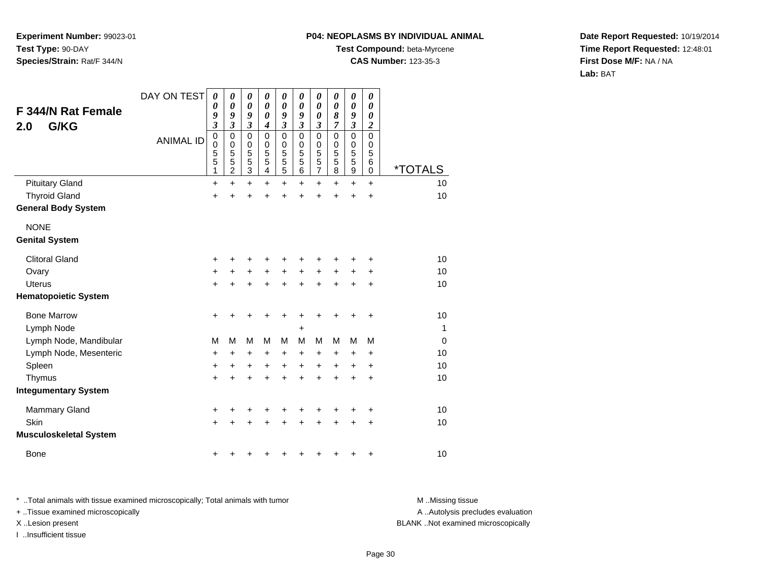**Experiment Number:** 99023-01
**Test Type:** 90-DAY
**Species/Strain:** Rat/F 344/N

**P04: NEOPLASMS BY INDIVIDUAL ANIMAL**
**Test Compound:** beta-Myrcene
**CAS Number:** 123-35-3

**Date Report Requested:** 10/19/2014
**Time Report Requested:** 12:48:01
**First Dose M/F:** NA / NA
**Lab:** BAT

## F 344/N Rat Female 2.0 G/KG

| DAY ON TEST | 0093 | 0093 | 0093 | 0004 | 0093 | 0093 | 0003 | 0087 | 0093 | 0002 | |
|---|---|---|---|---|---|---|---|---|---|---|---|
| **ANIMAL ID** | 00551 | 00552 | 00553 | 00554 | 00555 | 00556 | 00557 | 00558 | 00559 | 00560 | ***TOTALS** |
| Pituitary Gland | + | + | + | + | + | + | + | + | + | + | 10 |
| Thyroid Gland | + | + | + | + | + | + | + | + | + | + | 10 |
| **General Body System** | | | | | | | | | | | |
| NONE | | | | | | | | | | | |
| **Genital System** | | | | | | | | | | | |
| Clitoral Gland | + | + | + | + | + | + | + | + | + | + | 10 |
| Ovary | + | + | + | + | + | + | + | + | + | + | 10 |
| Uterus | + | + | + | + | + | + | + | + | + | + | 10 |
| **Hematopoietic System** | | | | | | | | | | | |
| Bone Marrow | + | + | + | + | + | + | + | + | + | + | 10 |
| Lymph Node | | | | | | + | | | | | 1 |
| Lymph Node, Mandibular | M | M | M | M | M | M | M | M | M | M | 0 |
| Lymph Node, Mesenteric | + | + | + | + | + | + | + | + | + | + | 10 |
| Spleen | + | + | + | + | + | + | + | + | + | + | 10 |
| Thymus | + | + | + | + | + | + | + | + | + | + | 10 |
| **Integumentary System** | | | | | | | | | | | |
| Mammary Gland | + | + | + | + | + | + | + | + | + | + | 10 |
| Skin | + | + | + | + | + | + | + | + | + | + | 10 |
| **Musculoskeletal System** | | | | | | | | | | | |
| Bone | + | + | + | + | + | + | + | + | + | + | 10 |

* ..Total animals with tissue examined microscopically; Total animals with tumor
+ ..Tissue examined microscopically
X ..Lesion present
I ..Insufficient tissue

M ..Missing tissue
A ..Autolysis precludes evaluation
BLANK ..Not examined microscopically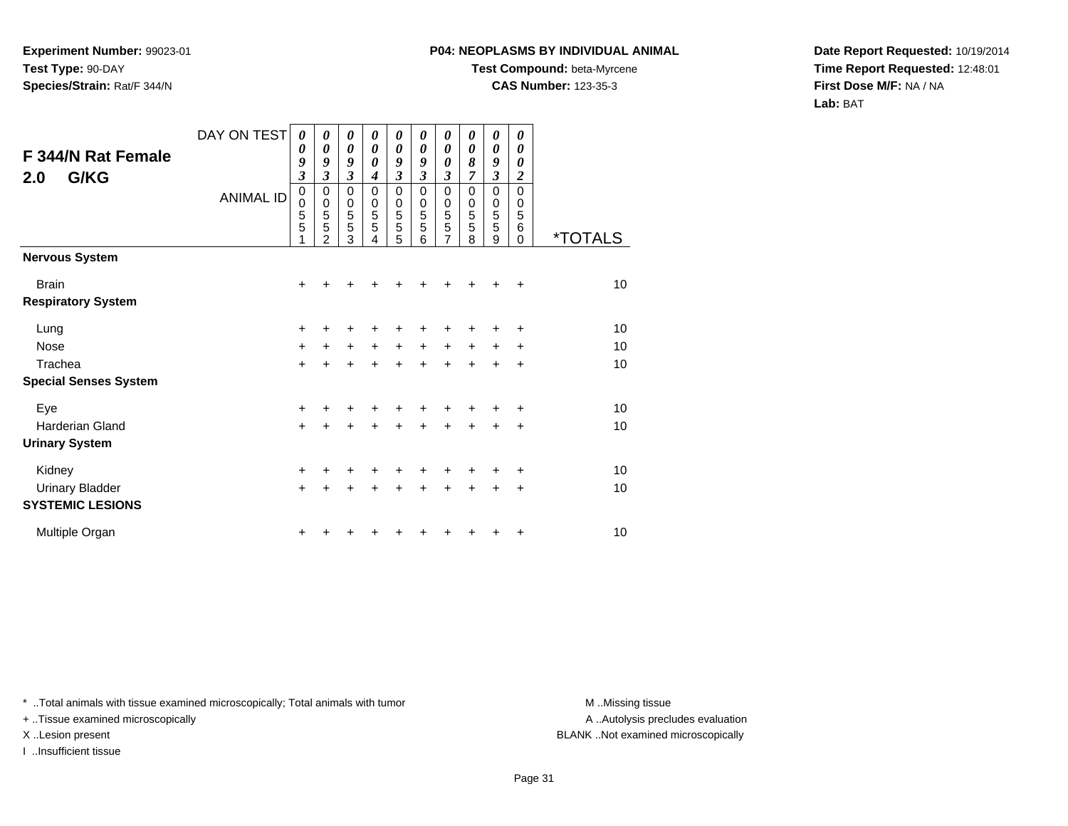**Experiment Number:** 99023-01
**Test Type:** 90-DAY
**Species/Strain:** Rat/F 344/N

**P04: NEOPLASMS BY INDIVIDUAL ANIMAL**
**Test Compound:** beta-Myrcene
**CAS Number:** 123-35-3

**Date Report Requested:** 10/19/2014
**Time Report Requested:** 12:48:01
**First Dose M/F:** NA / NA
**Lab:** BAT

## F 344/N Rat Female 2.0 G/KG

| DAY ON TEST | 0093 | 0093 | 0093 | 0004 | 0093 | 0093 | 0003 | 0087 | 0093 | 0002 | |
|---|---|---|---|---|---|---|---|---|---|---|---|
| **ANIMAL ID** | 00551 | 00552 | 00553 | 00554 | 00555 | 00556 | 00557 | 00558 | 00559 | 00560 | ***TOTALS** |
| **Nervous System** | | | | | | | | | | | |
| Brain | + | + | + | + | + | + | + | + | + | + | 10 |
| **Respiratory System** | | | | | | | | | | | |
| Lung | + | + | + | + | + | + | + | + | + | + | 10 |
| Nose | + | + | + | + | + | + | + | + | + | + | 10 |
| Trachea | + | + | + | + | + | + | + | + | + | + | 10 |
| **Special Senses System** | | | | | | | | | | | |
| Eye | + | + | + | + | + | + | + | + | + | + | 10 |
| Harderian Gland | + | + | + | + | + | + | + | + | + | + | 10 |
| **Urinary System** | | | | | | | | | | | |
| Kidney | + | + | + | + | + | + | + | + | + | + | 10 |
| Urinary Bladder | + | + | + | + | + | + | + | + | + | + | 10 |
| **SYSTEMIC LESIONS** | | | | | | | | | | | |
| Multiple Organ | + | + | + | + | + | + | + | + | + | + | 10 |

* ..Total animals with tissue examined microscopically; Total animals with tumor
+ ..Tissue examined microscopically
X ..Lesion present
I ..Insufficient tissue

M ..Missing tissue
A ..Autolysis precludes evaluation
BLANK ..Not examined microscopically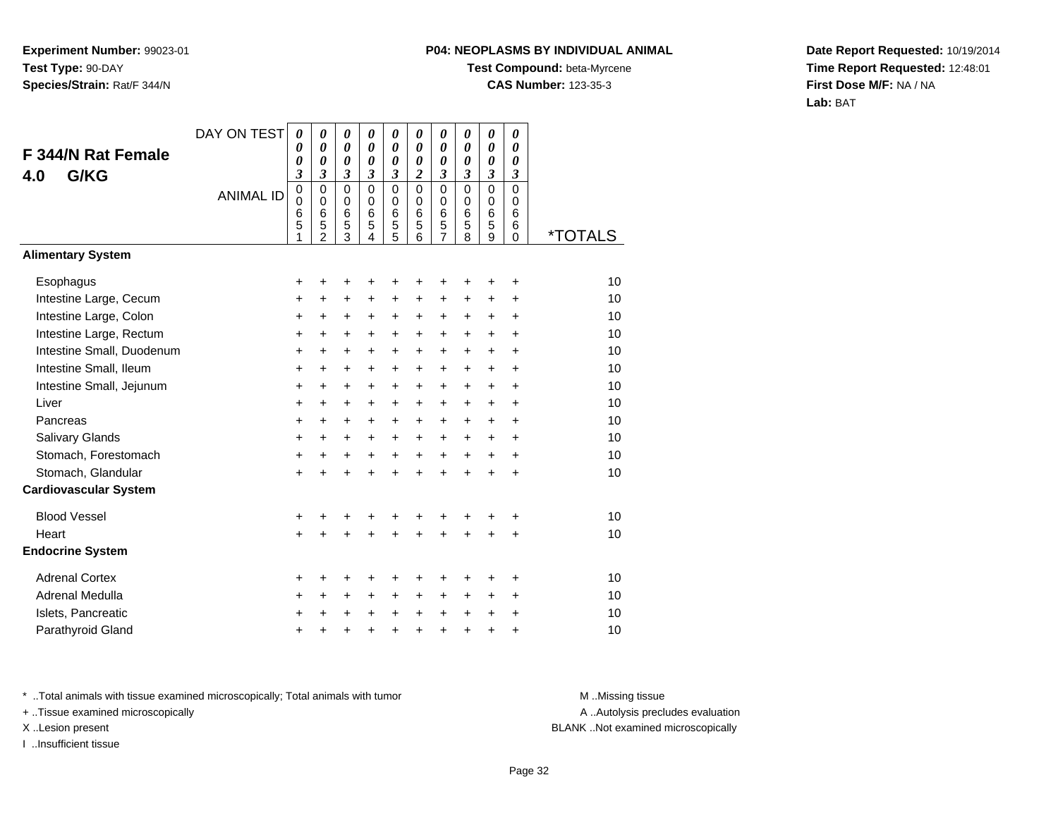**Experiment Number:** 99023-01
**Test Type:** 90-DAY
**Species/Strain:** Rat/F 344/N

**P04: NEOPLASMS BY INDIVIDUAL ANIMAL**
**Test Compound:** beta-Myrcene
**CAS Number:** 123-35-3

**Date Report Requested:** 10/19/2014
**Time Report Requested:** 12:48:01
**First Dose M/F:** NA / NA
**Lab:** BAT

## F 344/N Rat Female 4.0 G/KG

| DAY ON TEST | 0003 | 0003 | 0003 | 0003 | 0003 | 0002 | 0003 | 0003 | 0003 | 0003 | |
|---|---|---|---|---|---|---|---|---|---|---|---|
| ANIMAL ID | 00651 | 00652 | 00653 | 00654 | 00655 | 00656 | 00657 | 00658 | 00659 | 00660 | *TOTALS |
| **Alimentary System** | | | | | | | | | | | |
| Esophagus | + | + | + | + | + | + | + | + | + | + | 10 |
| Intestine Large, Cecum | + | + | + | + | + | + | + | + | + | + | 10 |
| Intestine Large, Colon | + | + | + | + | + | + | + | + | + | + | 10 |
| Intestine Large, Rectum | + | + | + | + | + | + | + | + | + | + | 10 |
| Intestine Small, Duodenum | + | + | + | + | + | + | + | + | + | + | 10 |
| Intestine Small, Ileum | + | + | + | + | + | + | + | + | + | + | 10 |
| Intestine Small, Jejunum | + | + | + | + | + | + | + | + | + | + | 10 |
| Liver | + | + | + | + | + | + | + | + | + | + | 10 |
| Pancreas | + | + | + | + | + | + | + | + | + | + | 10 |
| Salivary Glands | + | + | + | + | + | + | + | + | + | + | 10 |
| Stomach, Forestomach | + | + | + | + | + | + | + | + | + | + | 10 |
| Stomach, Glandular | + | + | + | + | + | + | + | + | + | + | 10 |
| **Cardiovascular System** | | | | | | | | | | | |
| Blood Vessel | + | + | + | + | + | + | + | + | + | + | 10 |
| Heart | + | + | + | + | + | + | + | + | + | + | 10 |
| **Endocrine System** | | | | | | | | | | | |
| Adrenal Cortex | + | + | + | + | + | + | + | + | + | + | 10 |
| Adrenal Medulla | + | + | + | + | + | + | + | + | + | + | 10 |
| Islets, Pancreatic | + | + | + | + | + | + | + | + | + | + | 10 |
| Parathyroid Gland | + | + | + | + | + | + | + | + | + | + | 10 |

* ..Total animals with tissue examined microscopically; Total animals with tumor
+ ..Tissue examined microscopically
X ..Lesion present
I ..Insufficient tissue

M ..Missing tissue
A ..Autolysis precludes evaluation
BLANK ..Not examined microscopically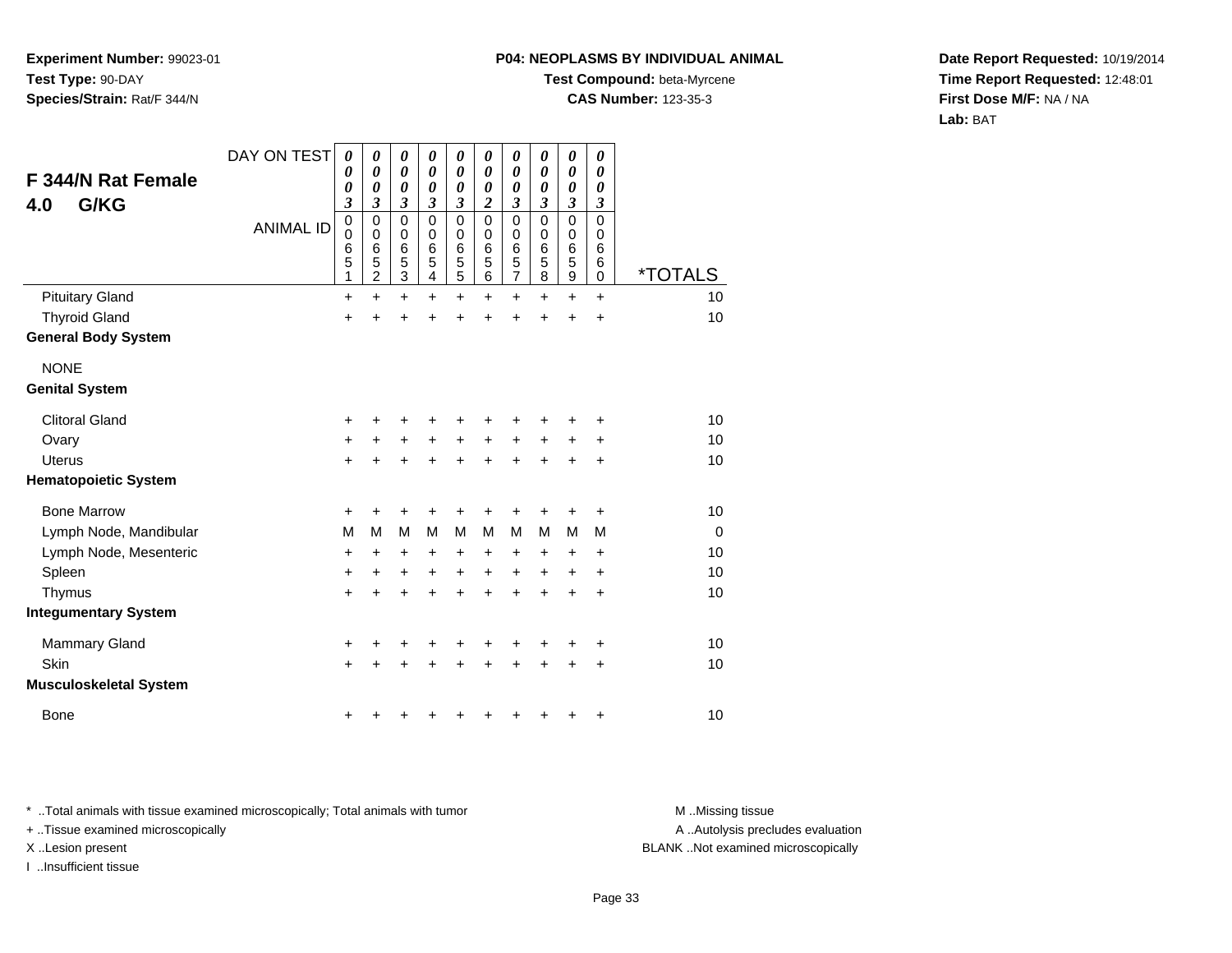**Experiment Number:** 99023-01
**Test Type:** 90-DAY
**Species/Strain:** Rat/F 344/N

**P04: NEOPLASMS BY INDIVIDUAL ANIMAL**
**Test Compound:** beta-Myrcene
**CAS Number:** 123-35-3

**Date Report Requested:** 10/19/2014
**Time Report Requested:** 12:48:01
**First Dose M/F:** NA / NA
**Lab:** BAT

## F 344/N Rat Female
## 4.0 G/KG

| DAY ON TEST | 0003 | 0003 | 0003 | 0003 | 0003 | 0002 | 0003 | 0003 | 0003 | 0003 | |
|---|---|---|---|---|---|---|---|---|---|---|---|
| ANIMAL ID | 00651 | 00652 | 00653 | 00654 | 00655 | 00656 | 00657 | 00658 | 00659 | 00660 | *TOTALS |
| Pituitary Gland | + | + | + | + | + | + | + | + | + | + | 10 |
| Thyroid Gland | + | + | + | + | + | + | + | + | + | + | 10 |
| **General Body System** | | | | | | | | | | | |
| NONE | | | | | | | | | | | |
| **Genital System** | | | | | | | | | | | |
| Clitoral Gland | + | + | + | + | + | + | + | + | + | + | 10 |
| Ovary | + | + | + | + | + | + | + | + | + | + | 10 |
| Uterus | + | + | + | + | + | + | + | + | + | + | 10 |
| **Hematopoietic System** | | | | | | | | | | | |
| Bone Marrow | + | + | + | + | + | + | + | + | + | + | 10 |
| Lymph Node, Mandibular | M | M | M | M | M | M | M | M | M | M | 0 |
| Lymph Node, Mesenteric | + | + | + | + | + | + | + | + | + | + | 10 |
| Spleen | + | + | + | + | + | + | + | + | + | + | 10 |
| Thymus | + | + | + | + | + | + | + | + | + | + | 10 |
| **Integumentary System** | | | | | | | | | | | |
| Mammary Gland | + | + | + | + | + | + | + | + | + | + | 10 |
| Skin | + | + | + | + | + | + | + | + | + | + | 10 |
| **Musculoskeletal System** | | | | | | | | | | | |
| Bone | + | + | + | + | + | + | + | + | + | + | 10 |

* ..Total animals with tissue examined microscopically; Total animals with tumor
+ ..Tissue examined microscopically
X ..Lesion present
I ..Insufficient tissue

M ..Missing tissue
A ..Autolysis precludes evaluation
BLANK ..Not examined microscopically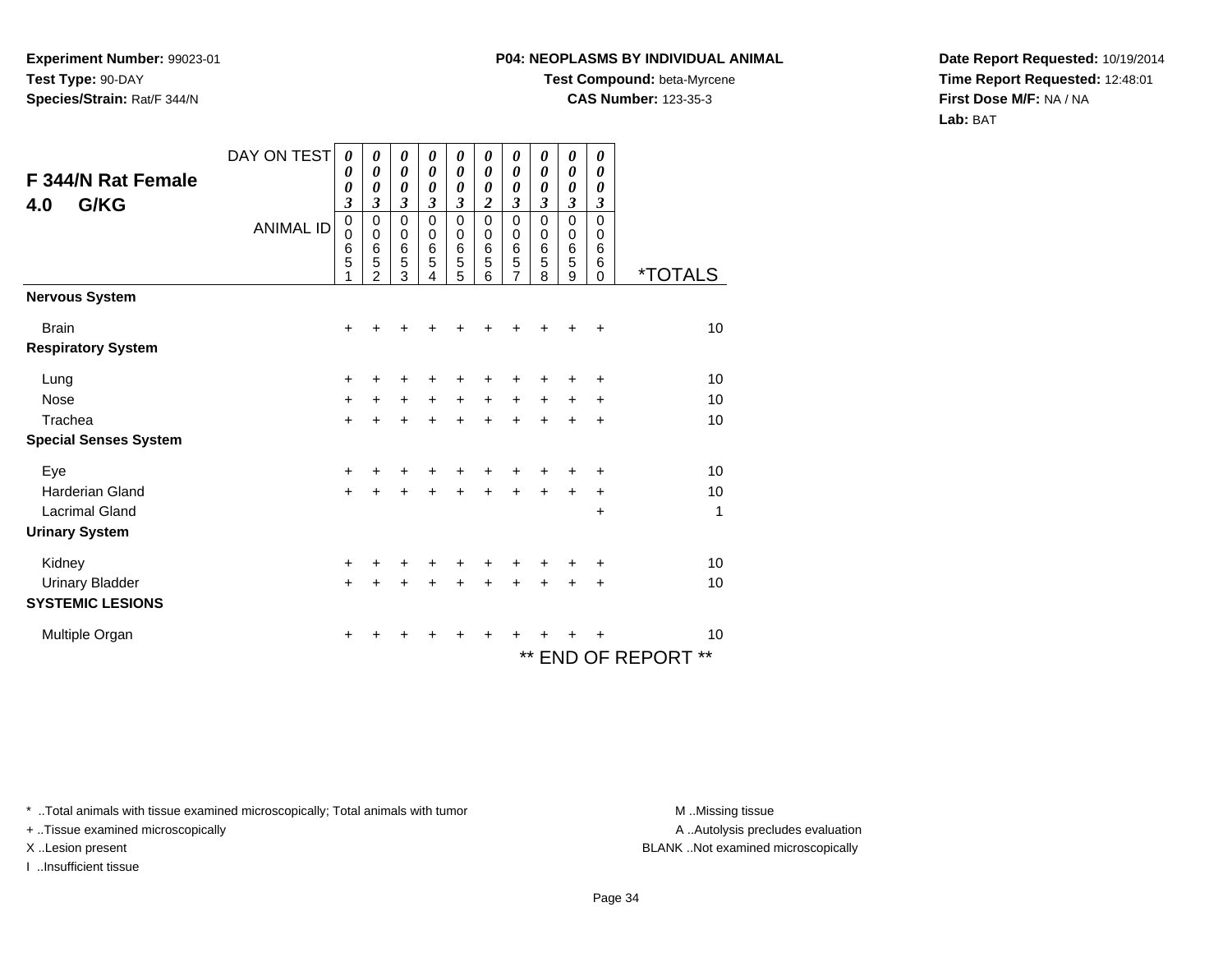**Experiment Number:** 99023-01
**Test Type:** 90-DAY
**Species/Strain:** Rat/F 344/N

**P04: NEOPLASMS BY INDIVIDUAL ANIMAL**
**Test Compound:** beta-Myrcene
**CAS Number:** 123-35-3

**Date Report Requested:** 10/19/2014
**Time Report Requested:** 12:48:01
**First Dose M/F:** NA / NA
**Lab:** BAT

## F 344/N Rat Female
## 4.0 G/KG

| DAY ON TEST | 0003 | 0003 | 0003 | 0003 | 0003 | 0002 | 0003 | 0003 | 0003 | 0003 | |
|---|---|---|---|---|---|---|---|---|---|---|---|
| ANIMAL ID | 00651 | 00652 | 00653 | 00654 | 00655 | 00656 | 00657 | 00658 | 00659 | 00660 | *TOTALS |
| **Nervous System** | | | | | | | | | | | |
| Brain | + | + | + | + | + | + | + | + | + | + | 10 |
| **Respiratory System** | | | | | | | | | | | |
| Lung | + | + | + | + | + | + | + | + | + | + | 10 |
| Nose | + | + | + | + | + | + | + | + | + | + | 10 |
| Trachea | + | + | + | + | + | + | + | + | + | + | 10 |
| **Special Senses System** | | | | | | | | | | | |
| Eye | + | + | + | + | + | + | + | + | + | + | 10 |
| Harderian Gland | + | + | + | + | + | + | + | + | + | + | 10 |
| Lacrimal Gland | | | | | | | | | | + | 1 |
| **Urinary System** | | | | | | | | | | | |
| Kidney | + | + | + | + | + | + | + | + | + | + | 10 |
| Urinary Bladder | + | + | + | + | + | + | + | + | + | + | 10 |
| **SYSTEMIC LESIONS** | | | | | | | | | | | |
| Multiple Organ | + | + | + | + | + | + | + | + | + | + | 10 |

** END OF REPORT **

* ..Total animals with tissue examined microscopically; Total animals with tumor
+ ..Tissue examined microscopically
X ..Lesion present
I ..Insufficient tissue

M ..Missing tissue
A ..Autolysis precludes evaluation
BLANK ..Not examined microscopically